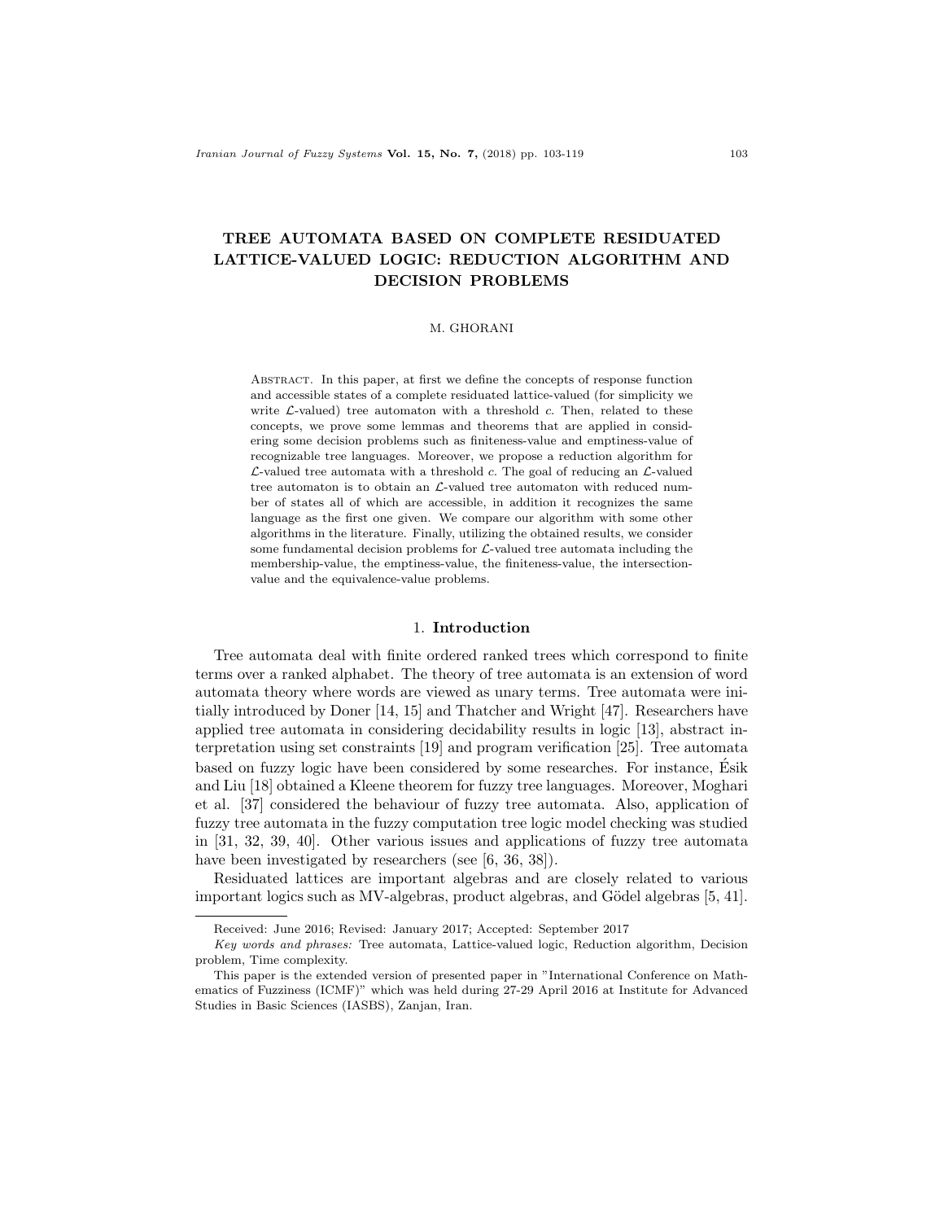# TREE AUTOMATA BASED ON COMPLETE RESIDUATED LATTICE-VALUED LOGIC: REDUCTION ALGORITHM AND DECISION PROBLEMS

M. GHORANI

Abstract. In this paper, at first we define the concepts of response function and accessible states of a complete residuated lattice-valued (for simplicity we write $\mathcal{L}$-valued) tree automaton with a threshold $c$. Then, related to these concepts, we prove some lemmas and theorems that are applied in considering some decision problems such as finiteness-value and emptiness-value of recognizable tree languages. Moreover, we propose a reduction algorithm for $\mathcal{L}$-valued tree automata with a threshold $c$. The goal of reducing an $\mathcal{L}$-valued tree automaton is to obtain an $\mathcal{L}$-valued tree automaton with reduced number of states all of which are accessible, in addition it recognizes the same language as the first one given. We compare our algorithm with some other algorithms in the literature. Finally, utilizing the obtained results, we consider some fundamental decision problems for $\mathcal{L}$-valued tree automata including the membership-value, the emptiness-value, the finiteness-value, the intersection-value and the equivalence-value problems.

## 1. Introduction

Tree automata deal with finite ordered ranked trees which correspond to finite terms over a ranked alphabet. The theory of tree automata is an extension of word automata theory where words are viewed as unary terms. Tree automata were initially introduced by Doner [14, 15] and Thatcher and Wright [47]. Researchers have applied tree automata in considering decidability results in logic [13], abstract interpretation using set constraints [19] and program verification [25]. Tree automata based on fuzzy logic have been considered by some researches. For instance, Ésik and Liu [18] obtained a Kleene theorem for fuzzy tree languages. Moreover, Moghari et al. [37] considered the behaviour of fuzzy tree automata. Also, application of fuzzy tree automata in the fuzzy computation tree logic model checking was studied in [31, 32, 39, 40]. Other various issues and applications of fuzzy tree automata have been investigated by researchers (see [6, 36, 38]).

Residuated lattices are important algebras and are closely related to various important logics such as MV-algebras, product algebras, and Gödel algebras [5, 41].

---

Received: June 2016; Revised: January 2017; Accepted: September 2017

*Key words and phrases:* Tree automata, Lattice-valued logic, Reduction algorithm, Decision problem, Time complexity.

This paper is the extended version of presented paper in "International Conference on Mathematics of Fuzziness (ICMF)" which was held during 27-29 April 2016 at Institute for Advanced Studies in Basic Sciences (IASBS), Zanjan, Iran.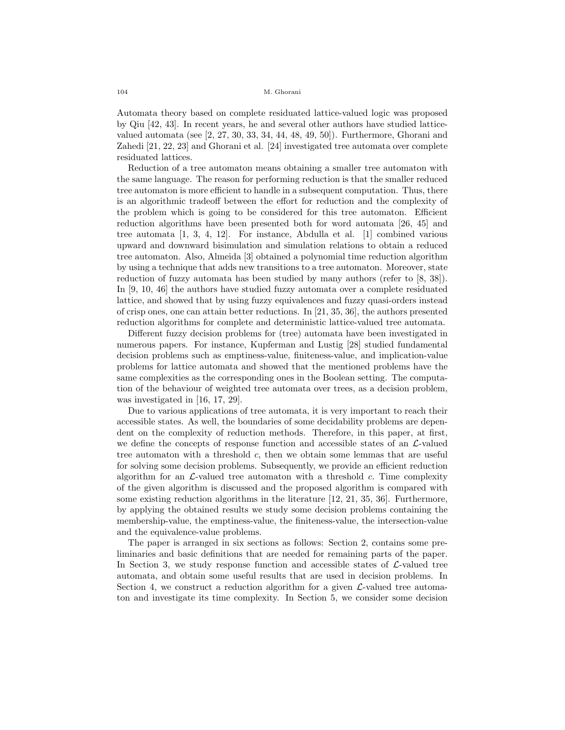Automata theory based on complete residuated lattice-valued logic was proposed by Qiu [42, 43]. In recent years, he and several other authors have studied lattice-valued automata (see [2, 27, 30, 33, 34, 44, 48, 49, 50]). Furthermore, Ghorani and Zahedi [21, 22, 23] and Ghorani et al. [24] investigated tree automata over complete residuated lattices.

Reduction of a tree automaton means obtaining a smaller tree automaton with the same language. The reason for performing reduction is that the smaller reduced tree automaton is more efficient to handle in a subsequent computation. Thus, there is an algorithmic tradeoff between the effort for reduction and the complexity of the problem which is going to be considered for this tree automaton. Efficient reduction algorithms have been presented both for word automata [26, 45] and tree automata [1, 3, 4, 12]. For instance, Abdulla et al. [1] combined various upward and downward bisimulation and simulation relations to obtain a reduced tree automaton. Also, Almeida [3] obtained a polynomial time reduction algorithm by using a technique that adds new transitions to a tree automaton. Moreover, state reduction of fuzzy automata has been studied by many authors (refer to [8, 38]). In [9, 10, 46] the authors have studied fuzzy automata over a complete residuated lattice, and showed that by using fuzzy equivalences and fuzzy quasi-orders instead of crisp ones, one can attain better reductions. In [21, 35, 36], the authors presented reduction algorithms for complete and deterministic lattice-valued tree automata.

Different fuzzy decision problems for (tree) automata have been investigated in numerous papers. For instance, Kupferman and Lustig [28] studied fundamental decision problems such as emptiness-value, finiteness-value, and implication-value problems for lattice automata and showed that the mentioned problems have the same complexities as the corresponding ones in the Boolean setting. The computation of the behaviour of weighted tree automata over trees, as a decision problem, was investigated in [16, 17, 29].

Due to various applications of tree automata, it is very important to reach their accessible states. As well, the boundaries of some decidability problems are dependent on the complexity of reduction methods. Therefore, in this paper, at first, we define the concepts of response function and accessible states of an $\mathcal{L}$-valued tree automaton with a threshold $c$, then we obtain some lemmas that are useful for solving some decision problems. Subsequently, we provide an efficient reduction algorithm for an $\mathcal{L}$-valued tree automaton with a threshold $c$. Time complexity of the given algorithm is discussed and the proposed algorithm is compared with some existing reduction algorithms in the literature [12, 21, 35, 36]. Furthermore, by applying the obtained results we study some decision problems containing the membership-value, the emptiness-value, the finiteness-value, the intersection-value and the equivalence-value problems.

The paper is arranged in six sections as follows: Section 2, contains some preliminaries and basic definitions that are needed for remaining parts of the paper. In Section 3, we study response function and accessible states of $\mathcal{L}$-valued tree automata, and obtain some useful results that are used in decision problems. In Section 4, we construct a reduction algorithm for a given $\mathcal{L}$-valued tree automaton and investigate its time complexity. In Section 5, we consider some decision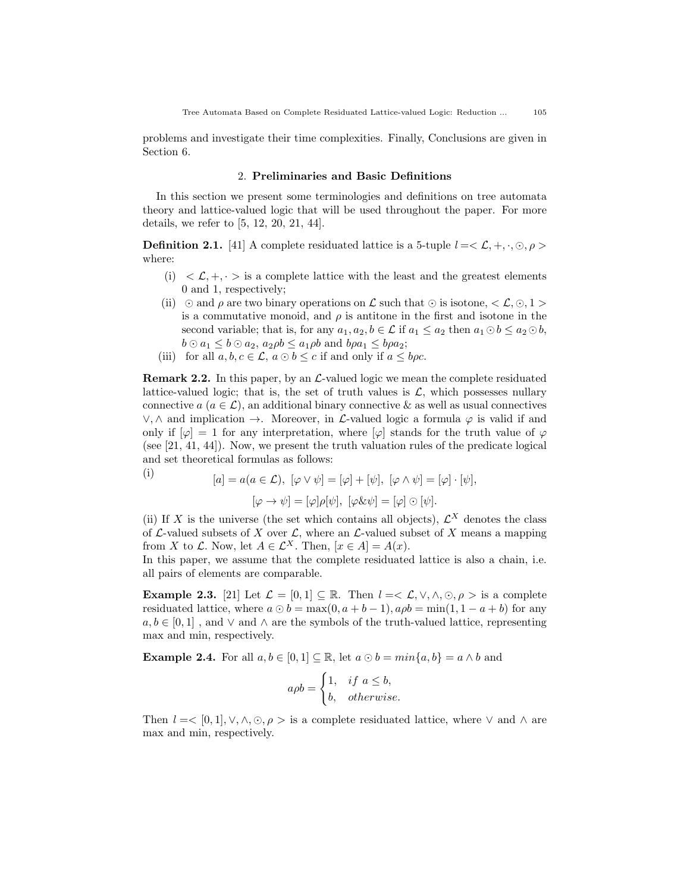problems and investigate their time complexities. Finally, Conclusions are given in Section 6.

## 2. **Preliminaries and Basic Definitions**

In this section we present some terminologies and definitions on tree automata theory and lattice-valued logic that will be used throughout the paper. For more details, we refer to [5, 12, 20, 21, 44].

**Definition 2.1.** [41] A complete residuated lattice is a 5-tuple $l = < \mathcal{L}, +, \cdot, \odot, \rho >$ where:

- (i) $< \mathcal{L}, +, \cdot >$ is a complete lattice with the least and the greatest elements 0 and 1, respectively;
- (ii) $\odot$ and $\rho$ are two binary operations on $\mathcal{L}$ such that $\odot$ is isotone, $< \mathcal{L}, \odot, 1 >$ is a commutative monoid, and $\rho$ is antitone in the first and isotone in the second variable; that is, for any $a_1, a_2, b \in \mathcal{L}$ if $a_1 \leq a_2$ then $a_1 \odot b \leq a_2 \odot b$, $b \odot a_1 \leq b \odot a_2$, $a_2 \rho b \leq a_1 \rho b$ and $b \rho a_1 \leq b \rho a_2$;
- (iii) for all $a, b, c \in \mathcal{L}$, $a \odot b \leq c$ if and only if $a \leq b \rho c$.

**Remark 2.2.** In this paper, by an $\mathcal{L}$-valued logic we mean the complete residuated lattice-valued logic; that is, the set of truth values is $\mathcal{L}$, which possesses nullary connective $a$ $(a \in \mathcal{L})$, an additional binary connective & as well as usual connectives $\vee, \wedge$ and implication $\rightarrow$. Moreover, in $\mathcal{L}$-valued logic a formula $\varphi$ is valid if and only if $[\varphi] = 1$ for any interpretation, where $[\varphi]$ stands for the truth value of $\varphi$ (see [21, 41, 44]). Now, we present the truth valuation rules of the predicate logical and set theoretical formulas as follows:

(i)

$$[a] = a (a \in \mathcal{L}), \ [\varphi \vee \psi] = [\varphi] + [\psi], \ [\varphi \wedge \psi] = [\varphi] \cdot [\psi],$$

$$[\varphi \rightarrow \psi] = [\varphi] \rho [\psi], \ [\varphi \& \psi] = [\varphi] \odot [\psi].$$

(ii) If $X$ is the universe (the set which contains all objects), $\mathcal{L}^X$ denotes the class of $\mathcal{L}$-valued subsets of $X$ over $\mathcal{L}$, where an $\mathcal{L}$-valued subset of $X$ means a mapping from $X$ to $\mathcal{L}$. Now, let $A \in \mathcal{L}^X$. Then, $[x \in A] = A(x)$.

In this paper, we assume that the complete residuated lattice is also a chain, i.e. all pairs of elements are comparable.

**Example 2.3.** [21] Let $\mathcal{L} = [0, 1] \subseteq \mathbb{R}$. Then $l = < \mathcal{L}, \vee, \wedge, \odot, \rho >$ is a complete residuated lattice, where $a \odot b = \max(0, a + b - 1), a \rho b = \min(1, 1 - a + b)$ for any $a, b \in [0, 1]$ , and $\vee$ and $\wedge$ are the symbols of the truth-valued lattice, representing max and min, respectively.

**Example 2.4.** For all $a, b \in [0, 1] \subseteq \mathbb{R}$, let $a \odot b = min\{a, b\} = a \wedge b$ and

$$a \rho b = \begin{cases} 1, & if \ a \leq b, \\ b, & otherwise. \end{cases}$$

Then $l = < [0, 1], \vee, \wedge, \odot, \rho >$ is a complete residuated lattice, where $\vee$ and $\wedge$ are max and min, respectively.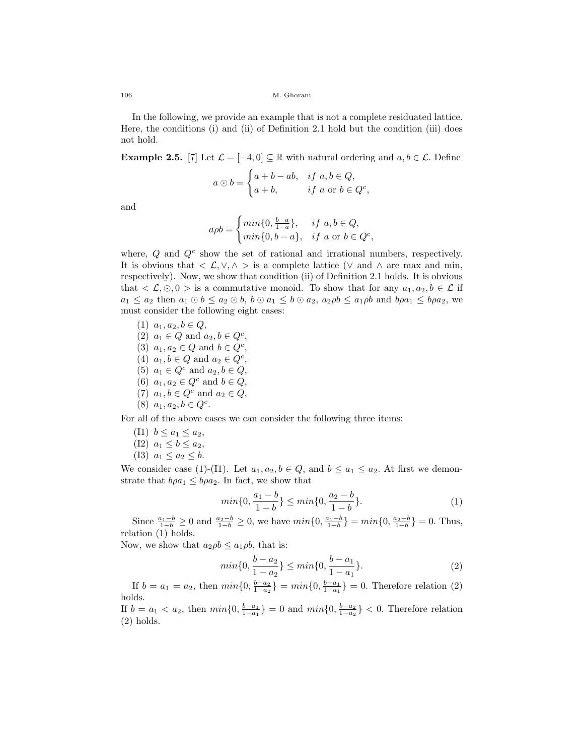In the following, we provide an example that is not a complete residuated lattice. Here, the conditions (i) and (ii) of Definition 2.1 hold but the condition (iii) does not hold.

**Example 2.5.** [7] Let $\mathcal{L} = [-4, 0] \subseteq \mathbb{R}$ with natural ordering and $a, b \in \mathcal{L}$. Define

$$a \odot b = \begin{cases} a + b - ab, & if\ a, b \in Q, \\ a + b, & if\ a \text{ or } b \in Q^c, \end{cases}$$

and

$$a \rho b = \begin{cases} min\{0, \frac{b-a}{1-a}\}, & if\ a, b \in Q, \\ min\{0, b - a\}, & if\ a \text{ or } b \in Q^c, \end{cases}$$

where, $Q$ and $Q^c$ show the set of rational and irrational numbers, respectively. It is obvious that $< \mathcal{L}, \vee, \wedge >$ is a complete lattice ($\vee$ and $\wedge$ are max and min, respectively). Now, we show that condition (ii) of Definition 2.1 holds. It is obvious that $< \mathcal{L}, \odot, 0 >$ is a commutative monoid. To show that for any $a_1, a_2, b \in \mathcal{L}$ if $a_1 \leq a_2$ then $a_1 \odot b \leq a_2 \odot b$, $b \odot a_1 \leq b \odot a_2$, $a_2 \rho b \leq a_1 \rho b$ and $b \rho a_1 \leq b \rho a_2$, we must consider the following eight cases:

(1) $a_1, a_2, b \in Q$,
(2) $a_1 \in Q$ and $a_2, b \in Q^c$,
(3) $a_1, a_2 \in Q$ and $b \in Q^c$,
(4) $a_1, b \in Q$ and $a_2 \in Q^c$,
(5) $a_1 \in Q^c$ and $a_2, b \in Q$,
(6) $a_1, a_2 \in Q^c$ and $b \in Q$,
(7) $a_1, b \in Q^c$ and $a_2 \in Q$,
(8) $a_1, a_2, b \in Q^c$.

For all of the above cases we can consider the following three items:

(I1) $b \leq a_1 \leq a_2$,
(I2) $a_1 \leq b \leq a_2$,
(I3) $a_1 \leq a_2 \leq b$.

We consider case (1)-(I1). Let $a_1, a_2, b \in Q$, and $b \leq a_1 \leq a_2$. At first we demonstrate that $b \rho a_1 \leq b \rho a_2$. In fact, we show that

$$min\{0, \frac{a_1 - b}{1 - b}\} \leq min\{0, \frac{a_2 - b}{1 - b}\}. \tag{1}$$

Since $\frac{a_1-b}{1-b} \geq 0$ and $\frac{a_2-b}{1-b} \geq 0$, we have $min\{0, \frac{a_1-b}{1-b}\} = min\{0, \frac{a_2-b}{1-b}\} = 0$. Thus, relation (1) holds.

Now, we show that $a_2 \rho b \leq a_1 \rho b$, that is:

$$min\{0, \frac{b - a_2}{1 - a_2}\} \leq min\{0, \frac{b - a_1}{1 - a_1}\}. \tag{2}$$

If $b = a_1 = a_2$, then $min\{0, \frac{b-a_2}{1-a_2}\} = min\{0, \frac{b-a_1}{1-a_1}\} = 0$. Therefore relation (2) holds.

If $b = a_1 < a_2$, then $min\{0, \frac{b-a_1}{1-a_1}\} = 0$ and $min\{0, \frac{b-a_2}{1-a_2}\} < 0$. Therefore relation (2) holds.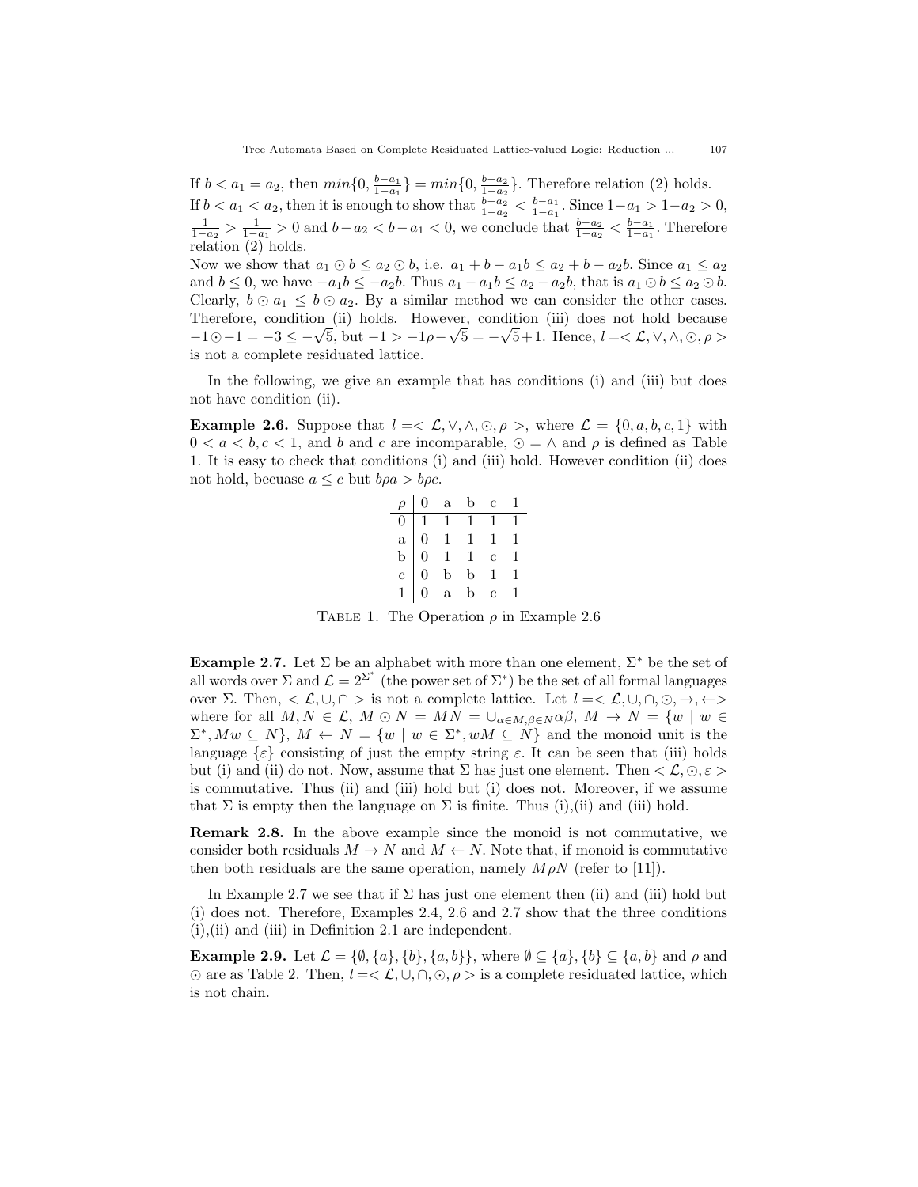If $b < a_1 = a_2$, then $min\{0, \frac{b-a_1}{1-a_1}\} = min\{0, \frac{b-a_2}{1-a_2}\}$. Therefore relation (2) holds.
If $b < a_1 < a_2$, then it is enough to show that $\frac{b-a_2}{1-a_2} < \frac{b-a_1}{1-a_1}$. Since $1-a_1 > 1-a_2 > 0$, $\frac{1}{1-a_2} > \frac{1}{1-a_1} > 0$ and $b-a_2 < b-a_1 < 0$, we conclude that $\frac{b-a_2}{1-a_2} < \frac{b-a_1}{1-a_1}$. Therefore relation (2) holds.
Now we show that $a_1 \odot b \leq a_2 \odot b$, i.e. $a_1 + b - a_1 b \leq a_2 + b - a_2 b$. Since $a_1 \leq a_2$ and $b \leq 0$, we have $-a_1 b \leq -a_2 b$. Thus $a_1 - a_1 b \leq a_2 - a_2 b$, that is $a_1 \odot b \leq a_2 \odot b$. Clearly, $b \odot a_1 \leq b \odot a_2$. By a similar method we can consider the other cases. Therefore, condition (ii) holds. However, condition (iii) does not hold because $-1 \odot -1 = -3 \leq -\sqrt{5}$, but $-1 > -1\rho - \sqrt{5} = -\sqrt{5}+1$. Hence, $l =< \mathcal{L}, \vee, \wedge, \odot, \rho >$ is not a complete residuated lattice.

In the following, we give an example that has conditions (i) and (iii) but does not have condition (ii).

**Example 2.6.** Suppose that $l =< \mathcal{L}, \vee, \wedge, \odot, \rho >$, where $\mathcal{L} = \{0, a, b, c, 1\}$ with $0 < a < b, c < 1$, and $b$ and $c$ are incomparable, $\odot = \wedge$ and $\rho$ is defined as Table 1. It is easy to check that conditions (i) and (iii) hold. However condition (ii) does not hold, becuase $a \leq c$ but $b\rho a > b\rho c$.

| $\rho$ | 0 | a | b | c | 1 |
|---|---|---|---|---|---|
| 0 | 1 | 1 | 1 | 1 | 1 |
| a | 0 | 1 | 1 | 1 | 1 |
| b | 0 | 1 | 1 | c | 1 |
| c | 0 | b | b | 1 | 1 |
| 1 | 0 | a | b | c | 1 |

Table 1. The Operation $\rho$ in Example 2.6

**Example 2.7.** Let $\Sigma$ be an alphabet with more than one element, $\Sigma^*$ be the set of all words over $\Sigma$ and $\mathcal{L} = 2^{\Sigma^*}$ (the power set of $\Sigma^*$) be the set of all formal languages over $\Sigma$. Then, $< \mathcal{L}, \cup, \cap >$ is not a complete lattice. Let $l =< \mathcal{L}, \cup, \cap, \odot, \rightarrow, \leftarrow>$ where for all $M, N \in \mathcal{L}$, $M \odot N = MN = \cup_{\alpha \in M, \beta \in N} \alpha\beta$, $M \rightarrow N = \{w \mid w \in \Sigma^*, Mw \subseteq N\}$, $M \leftarrow N = \{w \mid w \in \Sigma^*, wM \subseteq N\}$ and the monoid unit is the language $\{\varepsilon\}$ consisting of just the empty string $\varepsilon$. It can be seen that (iii) holds but (i) and (ii) do not. Now, assume that $\Sigma$ has just one element. Then $< \mathcal{L}, \odot, \varepsilon >$ is commutative. Thus (ii) and (iii) hold but (i) does not. Moreover, if we assume that $\Sigma$ is empty then the language on $\Sigma$ is finite. Thus (i),(ii) and (iii) hold.

**Remark 2.8.** In the above example since the monoid is not commutative, we consider both residuals $M \rightarrow N$ and $M \leftarrow N$. Note that, if monoid is commutative then both residuals are the same operation, namely $M\rho N$ (refer to [11]).

In Example 2.7 we see that if $\Sigma$ has just one element then (ii) and (iii) hold but (i) does not. Therefore, Examples 2.4, 2.6 and 2.7 show that the three conditions (i),(ii) and (iii) in Definition 2.1 are independent.

**Example 2.9.** Let $\mathcal{L} = \{\emptyset, \{a\}, \{b\}, \{a, b\}\}$, where $\emptyset \subseteq \{a\}, \{b\} \subseteq \{a, b\}$ and $\rho$ and $\odot$ are as Table 2. Then, $l =< \mathcal{L}, \cup, \cap, \odot, \rho >$ is a complete residuated lattice, which is not chain.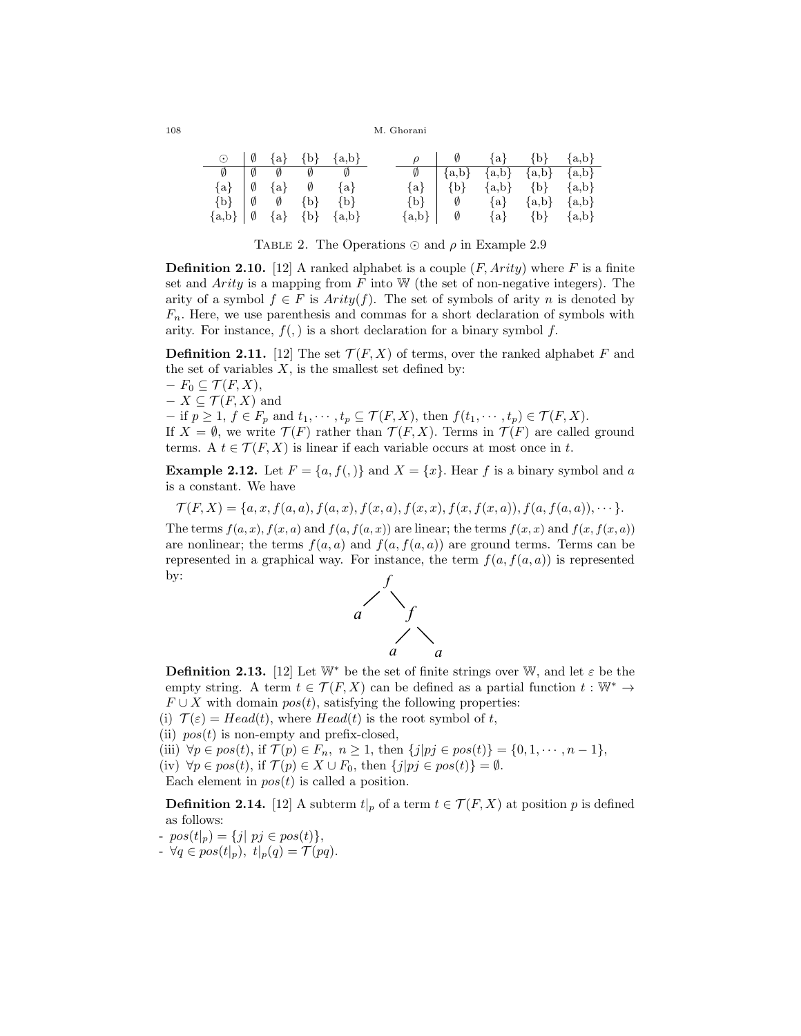| $\odot$ | $\emptyset$ | {a} | {b} | {a,b} |
|---|---|---|---|---|
| $\emptyset$ | $\emptyset$ | $\emptyset$ | $\emptyset$ | $\emptyset$ |
| {a} | $\emptyset$ | {a} | $\emptyset$ | {a} |
| {b} | $\emptyset$ | $\emptyset$ | {b} | {b} |
| {a,b} | $\emptyset$ | {a} | {b} | {a,b} |

| $\rho$ | $\emptyset$ | {a} | {b} | {a,b} |
|---|---|---|---|---|
| $\emptyset$ | {a,b} | {a,b} | {a,b} | {a,b} |
| {a} | {b} | {a,b} | {b} | {a,b} |
| {b} | $\emptyset$ | {a} | {a,b} | {a,b} |
| {a,b} | $\emptyset$ | {a} | {b} | {a,b} |

TABLE 2. The Operations $\odot$ and $\rho$ in Example 2.9

**Definition 2.10.** [12] A ranked alphabet is a couple $(F, Arity)$ where $F$ is a finite set and $Arity$ is a mapping from $F$ into $\mathbb{W}$ (the set of non-negative integers). The arity of a symbol $f \in F$ is $Arity(f)$. The set of symbols of arity $n$ is denoted by $F_n$. Here, we use parenthesis and commas for a short declaration of symbols with arity. For instance, $f(,)$ is a short declaration for a binary symbol $f$.

**Definition 2.11.** [12] The set $\mathcal{T}(F, X)$ of terms, over the ranked alphabet $F$ and the set of variables $X$, is the smallest set defined by:
– $F_0 \subseteq \mathcal{T}(F, X)$,
– $X \subseteq \mathcal{T}(F, X)$ and
– if $p \geq 1$, $f \in F_p$ and $t_1, \cdots, t_p \subseteq \mathcal{T}(F, X)$, then $f(t_1, \cdots, t_p) \in \mathcal{T}(F, X)$.
If $X = \emptyset$, we write $\mathcal{T}(F)$ rather than $\mathcal{T}(F, X)$. Terms in $\mathcal{T}(F)$ are called ground terms. A $t \in \mathcal{T}(F, X)$ is linear if each variable occurs at most once in $t$.

**Example 2.12.** Let $F = \{a, f(,)\}$ and $X = \{x\}$. Hear $f$ is a binary symbol and $a$ is a constant. We have

$$\mathcal{T}(F, X) = \{a, x, f(a, a), f(a, x), f(x, a), f(x, x), f(x, f(x, a)), f(a, f(a, a)), \cdots\}.$$

The terms $f(a, x), f(x, a)$ and $f(a, f(a, x))$ are linear; the terms $f(x, x)$ and $f(x, f(x, a))$ are nonlinear; the terms $f(a, a)$ and $f(a, f(a, a))$ are ground terms. Terms can be represented in a graphical way. For instance, the term $f(a, f(a, a))$ is represented by:

```
    f
   / \
  a   f
     / \
    a   a
```

**Definition 2.13.** [12] Let $\mathbb{W}^*$ be the set of finite strings over $\mathbb{W}$, and let $\varepsilon$ be the empty string. A term $t \in \mathcal{T}(F, X)$ can be defined as a partial function $t : \mathbb{W}^* \to F \cup X$ with domain $pos(t)$, satisfying the following properties:
(i) $\mathcal{T}(\varepsilon) = Head(t)$, where $Head(t)$ is the root symbol of $t$,
(ii) $pos(t)$ is non-empty and prefix-closed,
(iii) $\forall p \in pos(t)$, if $\mathcal{T}(p) \in F_n$, $n \geq 1$, then $\{j | pj \in pos(t)\} = \{0, 1, \cdots, n-1\}$,
(iv) $\forall p \in pos(t)$, if $\mathcal{T}(p) \in X \cup F_0$, then $\{j | pj \in pos(t)\} = \emptyset$.
Each element in $pos(t)$ is called a position.

**Definition 2.14.** [12] A subterm $t|_p$ of a term $t \in \mathcal{T}(F, X)$ at position $p$ is defined as follows:
- $pos(t|_p) = \{j |\ pj \in pos(t)\}$,
- $\forall q \in pos(t|_p),\ t|_p(q) = \mathcal{T}(pq)$.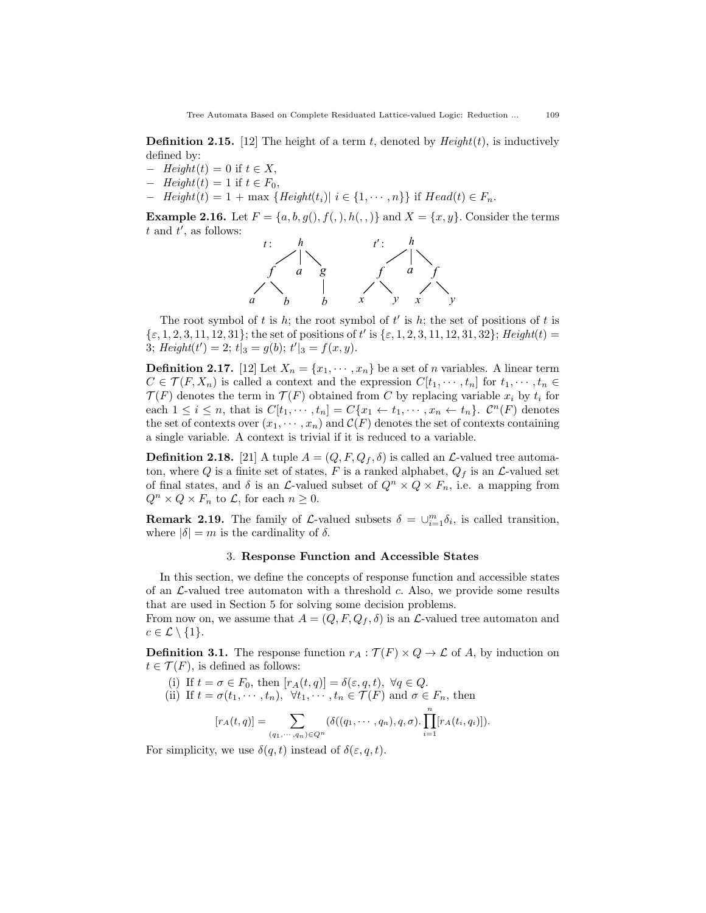**Definition 2.15.** [12] The height of a term $t$, denoted by $Height(t)$, is inductively defined by:

- $Height(t) = 0$ if $t \in X$,
- $Height(t) = 1$ if $t \in F_0$,
- $Height(t) = 1 + \max\ \{Height(t_i) |\ i \in \{1, \cdots, n\}\}$ if $Head(t) \in F_n$.

**Example 2.16.** Let $F = \{a, b, g(), f(,), h(,,)\}$ and $X = \{x, y\}$. Consider the terms $t$ and $t'$, as follows:

```
t:      h                 t':      h
      / | \                      / | \
     f  a  g                    f  a  f
    / \    |                   / \   / \
   a   b   b                  x   y x   y
```

The root symbol of $t$ is $h$; the root symbol of $t'$ is $h$; the set of positions of $t$ is $\{\varepsilon, 1, 2, 3, 11, 12, 31\}$; the set of positions of $t'$ is $\{\varepsilon, 1, 2, 3, 11, 12, 31, 32\}$; $Height(t) = 3$; $Height(t') = 2$; $t|_3 = g(b)$; $t'|_3 = f(x, y)$.

**Definition 2.17.** [12] Let $X_n = \{x_1, \cdots, x_n\}$ be a set of $n$ variables. A linear term $C \in \mathcal{T}(F, X_n)$ is called a context and the expression $C[t_1, \cdots, t_n]$ for $t_1, \cdots, t_n \in \mathcal{T}(F)$ denotes the term in $\mathcal{T}(F)$ obtained from $C$ by replacing variable $x_i$ by $t_i$ for each $1 \leq i \leq n$, that is $C[t_1, \cdots, t_n] = C\{x_1 \leftarrow t_1, \cdots, x_n \leftarrow t_n\}$. $\mathcal{C}^n(F)$ denotes the set of contexts over $(x_1, \cdots, x_n)$ and $\mathcal{C}(F)$ denotes the set of contexts containing a single variable. A context is trivial if it is reduced to a variable.

**Definition 2.18.** [21] A tuple $A = (Q, F, Q_f, \delta)$ is called an $\mathcal{L}$-valued tree automaton, where $Q$ is a finite set of states, $F$ is a ranked alphabet, $Q_f$ is an $\mathcal{L}$-valued set of final states, and $\delta$ is an $\mathcal{L}$-valued subset of $Q^n \times Q \times F_n$, i.e. a mapping from $Q^n \times Q \times F_n$ to $\mathcal{L}$, for each $n \geq 0$.

**Remark 2.19.** The family of $\mathcal{L}$-valued subsets $\delta = \cup_{i=1}^{m} \delta_i$, is called transition, where $|\delta| = m$ is the cardinality of $\delta$.

## 3. Response Function and Accessible States

In this section, we define the concepts of response function and accessible states of an $\mathcal{L}$-valued tree automaton with a threshold $c$. Also, we provide some results that are used in Section 5 for solving some decision problems.

From now on, we assume that $A = (Q, F, Q_f, \delta)$ is an $\mathcal{L}$-valued tree automaton and $c \in \mathcal{L} \setminus \{1\}$.

**Definition 3.1.** The response function $r_A : \mathcal{T}(F) \times Q \to \mathcal{L}$ of $A$, by induction on $t \in \mathcal{T}(F)$, is defined as follows:

(i) If $t = \sigma \in F_0$, then $[r_A(t, q)] = \delta(\varepsilon, q, t),\ \forall q \in Q$.

(ii) If $t = \sigma(t_1, \cdots, t_n),\ \forall t_1, \cdots, t_n \in \mathcal{T}(F)$ and $\sigma \in F_n$, then

$$[r_A(t, q)] = \sum_{(q_1, \cdots, q_n) \in Q^n} (\delta((q_1, \cdots, q_n), q, \sigma). \prod_{i=1}^{n} [r_A(t_i, q_i)]).$$

For simplicity, we use $\delta(q, t)$ instead of $\delta(\varepsilon, q, t)$.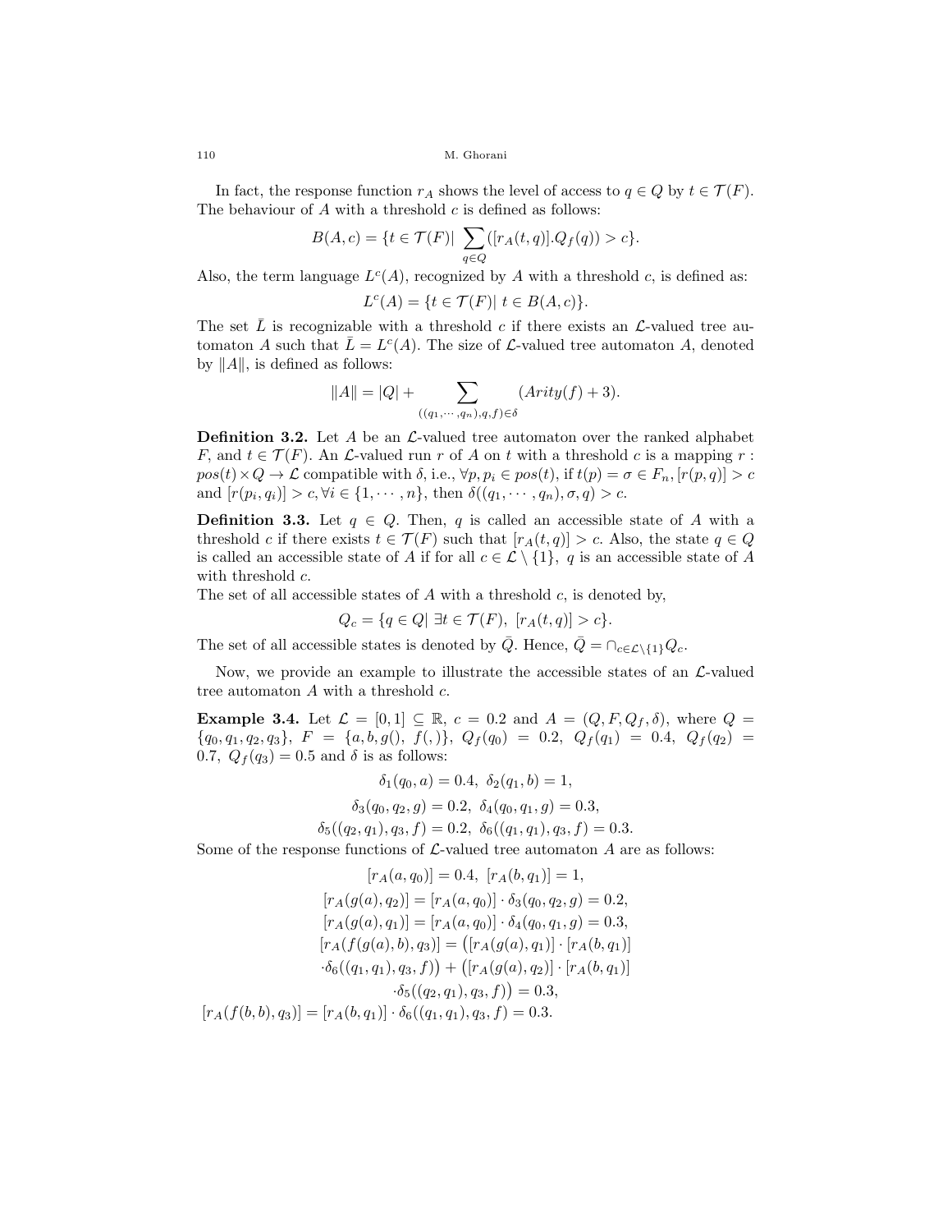In fact, the response function $r_A$ shows the level of access to $q \in Q$ by $t \in \mathcal{T}(F)$. The behaviour of $A$ with a threshold $c$ is defined as follows:

$$B(A, c) = \{t \in \mathcal{T}(F) | \sum_{q \in Q} ([r_A(t, q)].Q_f(q)) > c\}.$$

Also, the term language $L^c(A)$, recognized by $A$ with a threshold $c$, is defined as:

$$L^c(A) = \{t \in \mathcal{T}(F) | \ t \in B(A, c)\}.$$

The set $\bar{L}$ is recognizable with a threshold $c$ if there exists an $\mathcal{L}$-valued tree automaton $A$ such that $\bar{L} = L^c(A)$. The size of $\mathcal{L}$-valued tree automaton $A$, denoted by $\|A\|$, is defined as follows:

$$\|A\| = |Q| + \sum_{((q_1, \cdots, q_n), q, f) \in \delta} (Arity(f) + 3).$$

**Definition 3.2.** Let $A$ be an $\mathcal{L}$-valued tree automaton over the ranked alphabet $F$, and $t \in \mathcal{T}(F)$. An $\mathcal{L}$-valued run $r$ of $A$ on $t$ with a threshold $c$ is a mapping $r : pos(t) \times Q \to \mathcal{L}$ compatible with $\delta$, i.e., $\forall p, p_i \in pos(t)$, if $t(p) = \sigma \in F_n, [r(p, q)] > c$ and $[r(p_i, q_i)] > c, \forall i \in \{1, \cdots, n\}$, then $\delta((q_1, \cdots, q_n), \sigma, q) > c$.

**Definition 3.3.** Let $q \in Q$. Then, $q$ is called an accessible state of $A$ with a threshold $c$ if there exists $t \in \mathcal{T}(F)$ such that $[r_A(t, q)] > c$. Also, the state $q \in Q$ is called an accessible state of $A$ if for all $c \in \mathcal{L} \setminus \{1\}$, $q$ is an accessible state of $A$ with threshold $c$.

The set of all accessible states of $A$ with a threshold $c$, is denoted by,

$$Q_c = \{q \in Q | \ \exists t \in \mathcal{T}(F), \ [r_A(t, q)] > c\}.$$

The set of all accessible states is denoted by $\bar{Q}$. Hence, $\bar{Q} = \cap_{c \in \mathcal{L} \setminus \{1\}} Q_c$.

Now, we provide an example to illustrate the accessible states of an $\mathcal{L}$-valued tree automaton $A$ with a threshold $c$.

**Example 3.4.** Let $\mathcal{L} = [0, 1] \subseteq \mathbb{R}$, $c = 0.2$ and $A = (Q, F, Q_f, \delta)$, where $Q = \{q_0, q_1, q_2, q_3\}$, $F = \{a, b, g(), \ f(,)\}$, $Q_f(q_0) = 0.2$, $Q_f(q_1) = 0.4$, $Q_f(q_2) = 0.7$, $Q_f(q_3) = 0.5$ and $\delta$ is as follows:

$$\delta_1(q_0, a) = 0.4, \ \delta_2(q_1, b) = 1,$$

$$\delta_3(q_0, q_2, g) = 0.2, \ \delta_4(q_0, q_1, g) = 0.3,$$

$$\delta_5((q_2, q_1), q_3, f) = 0.2, \ \delta_6((q_1, q_1), q_3, f) = 0.3.$$

Some of the response functions of $\mathcal{L}$-valued tree automaton $A$ are as follows:

$$[r_A(a, q_0)] = 0.4, \ [r_A(b, q_1)] = 1,$$

$$[r_A(g(a), q_2)] = [r_A(a, q_0)] \cdot \delta_3(q_0, q_2, g) = 0.2,$$

$$[r_A(g(a), q_1)] = [r_A(a, q_0)] \cdot \delta_4(q_0, q_1, g) = 0.3,$$

$$[r_A(f(g(a), b), q_3)] = \big([r_A(g(a), q_1)] \cdot [r_A(b, q_1)] \cdot \delta_6((q_1, q_1), q_3, f)\big) + \big([r_A(g(a), q_2)] \cdot [r_A(b, q_1)] \cdot \delta_5((q_2, q_1), q_3, f)\big) = 0.3,$$

$$[r_A(f(b, b), q_3)] = [r_A(b, q_1)] \cdot \delta_6((q_1, q_1), q_3, f) = 0.3.$$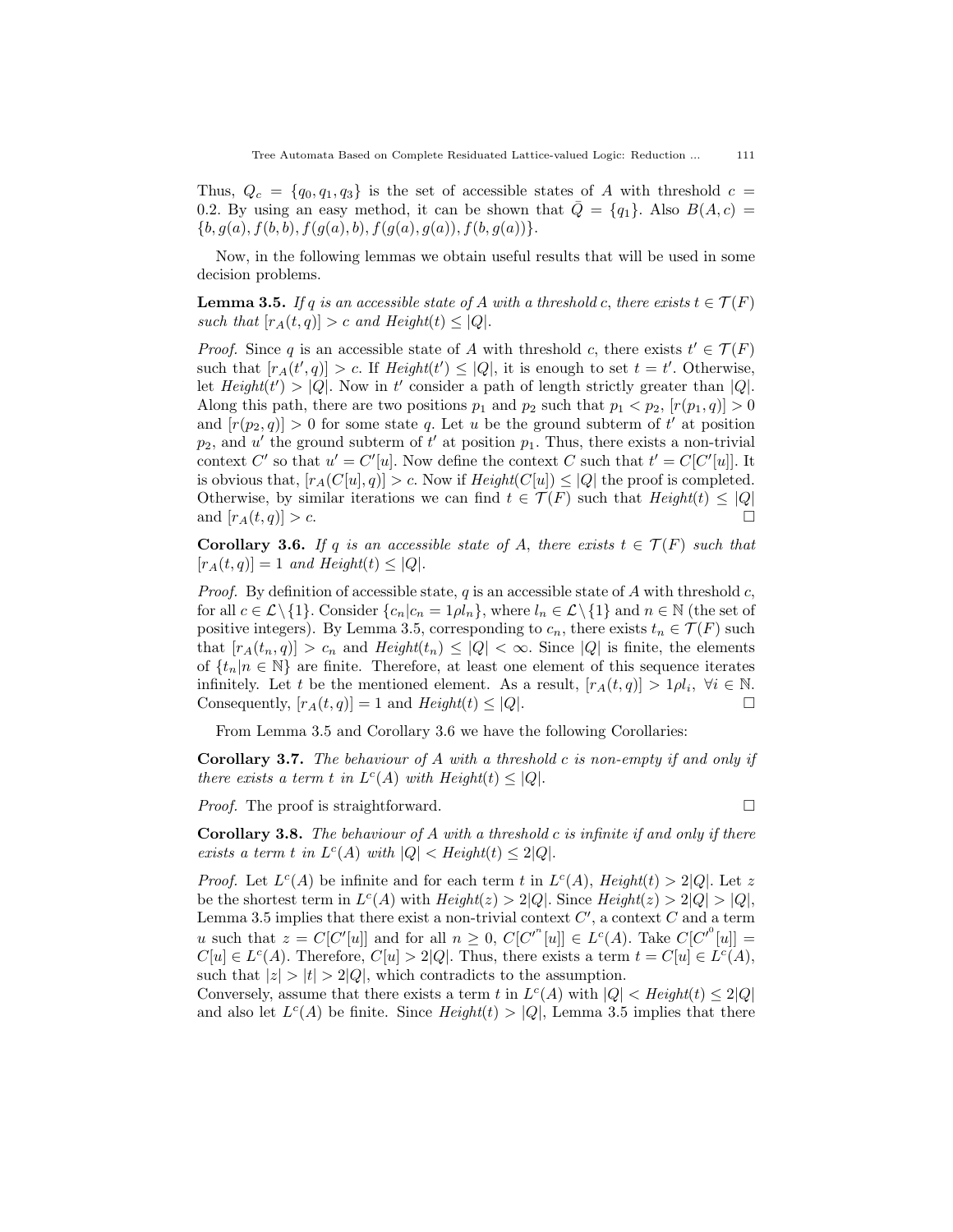Thus, $Q_c = \{q_0, q_1, q_3\}$ is the set of accessible states of $A$ with threshold $c = 0.2$. By using an easy method, it can be shown that $\bar{Q} = \{q_1\}$. Also $B(A, c) = \{b, g(a), f(b, b), f(g(a), b), f(g(a), g(a)), f(b, g(a))\}$.

Now, in the following lemmas we obtain useful results that will be used in some decision problems.

**Lemma 3.5.** *If $q$ is an accessible state of $A$ with a threshold $c$, there exists $t \in \mathcal{T}(F)$ such that $[r_A(t, q)] > c$ and $Height(t) \leq |Q|$.*

*Proof.* Since $q$ is an accessible state of $A$ with threshold $c$, there exists $t' \in \mathcal{T}(F)$ such that $[r_A(t', q)] > c$. If $Height(t') \leq |Q|$, it is enough to set $t = t'$. Otherwise, let $Height(t') > |Q|$. Now in $t'$ consider a path of length strictly greater than $|Q|$. Along this path, there are two positions $p_1$ and $p_2$ such that $p_1 < p_2$, $[r(p_1, q)] > 0$ and $[r(p_2, q)] > 0$ for some state $q$. Let $u$ be the ground subterm of $t'$ at position $p_2$, and $u'$ the ground subterm of $t'$ at position $p_1$. Thus, there exists a non-trivial context $C'$ so that $u' = C'[u]$. Now define the context $C$ such that $t' = C[C'[u]]$. It is obvious that, $[r_A(C[u], q)] > c$. Now if $Height(C[u]) \leq |Q|$ the proof is completed. Otherwise, by similar iterations we can find $t \in \mathcal{T}(F)$ such that $Height(t) \leq |Q|$ and $[r_A(t, q)] > c$. □

**Corollary 3.6.** *If $q$ is an accessible state of $A$, there exists $t \in \mathcal{T}(F)$ such that $[r_A(t, q)] = 1$ and $Height(t) \leq |Q|$.*

*Proof.* By definition of accessible state, $q$ is an accessible state of $A$ with threshold $c$, for all $c \in \mathcal{L} \setminus \{1\}$. Consider $\{c_n | c_n = 1 \rho l_n\}$, where $l_n \in \mathcal{L} \setminus \{1\}$ and $n \in \mathbb{N}$ (the set of positive integers). By Lemma 3.5, corresponding to $c_n$, there exists $t_n \in \mathcal{T}(F)$ such that $[r_A(t_n, q)] > c_n$ and $Height(t_n) \leq |Q| < \infty$. Since $|Q|$ is finite, the elements of $\{t_n | n \in \mathbb{N}\}$ are finite. Therefore, at least one element of this sequence iterates infinitely. Let $t$ be the mentioned element. As a result, $[r_A(t, q)] > 1 \rho l_i$, $\forall i \in \mathbb{N}$. Consequently, $[r_A(t, q)] = 1$ and $Height(t) \leq |Q|$. □

From Lemma 3.5 and Corollary 3.6 we have the following Corollaries:

**Corollary 3.7.** *The behaviour of $A$ with a threshold $c$ is non-empty if and only if there exists a term $t$ in $L^c(A)$ with $Height(t) \leq |Q|$.*

*Proof.* The proof is straightforward. □

**Corollary 3.8.** *The behaviour of $A$ with a threshold $c$ is infinite if and only if there exists a term $t$ in $L^c(A)$ with $|Q| < Height(t) \leq 2|Q|$.*

*Proof.* Let $L^c(A)$ be infinite and for each term $t$ in $L^c(A)$, $Height(t) > 2|Q|$. Let $z$ be the shortest term in $L^c(A)$ with $Height(z) > 2|Q|$. Since $Height(z) > 2|Q| > |Q|$, Lemma 3.5 implies that there exist a non-trivial context $C'$, a context $C$ and a term $u$ such that $z = C[C'[u]]$ and for all $n \geq 0$, $C[C'^n[u]] \in L^c(A)$. Take $C[C'^0[u]] = C[u] \in L^c(A)$. Therefore, $C[u] > 2|Q|$. Thus, there exists a term $t = C[u] \in L^c(A)$, such that $|z| > |t| > 2|Q|$, which contradicts to the assumption.
Conversely, assume that there exists a term $t$ in $L^c(A)$ with $|Q| < Height(t) \leq 2|Q|$ and also let $L^c(A)$ be finite. Since $Height(t) > |Q|$, Lemma 3.5 implies that there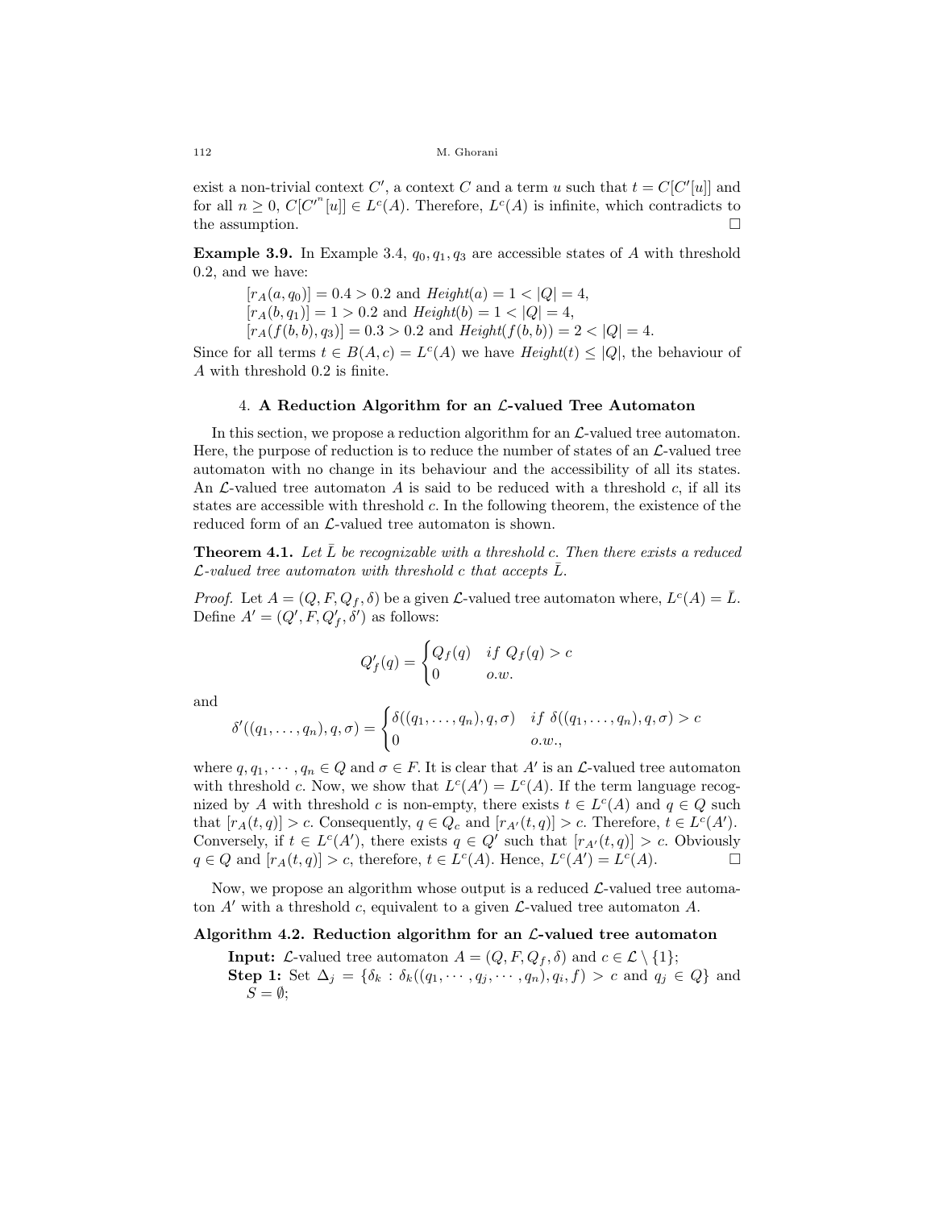exist a non-trivial context $C'$, a context $C$ and a term $u$ such that $t = C[C'[u]]$ and for all $n \geq 0$, $C[C'^n[u]] \in L^c(A)$. Therefore, $L^c(A)$ is infinite, which contradicts to the assumption. $\square$

**Example 3.9.** In Example 3.4, $q_0, q_1, q_3$ are accessible states of $A$ with threshold 0.2, and we have:

$[r_A(a, q_0)] = 0.4 > 0.2$ and $Height(a) = 1 < |Q| = 4$,
$[r_A(b, q_1)] = 1 > 0.2$ and $Height(b) = 1 < |Q| = 4$,
$[r_A(f(b, b), q_3)] = 0.3 > 0.2$ and $Height(f(b, b)) = 2 < |Q| = 4$.

Since for all terms $t \in B(A, c) = L^c(A)$ we have $Height(t) \leq |Q|$, the behaviour of $A$ with threshold 0.2 is finite.

## 4. A Reduction Algorithm for an $\mathcal{L}$-valued Tree Automaton

In this section, we propose a reduction algorithm for an $\mathcal{L}$-valued tree automaton. Here, the purpose of reduction is to reduce the number of states of an $\mathcal{L}$-valued tree automaton with no change in its behaviour and the accessibility of all its states. An $\mathcal{L}$-valued tree automaton $A$ is said to be reduced with a threshold $c$, if all its states are accessible with threshold $c$. In the following theorem, the existence of the reduced form of an $\mathcal{L}$-valued tree automaton is shown.

**Theorem 4.1.** *Let $\bar{L}$ be recognizable with a threshold c. Then there exists a reduced $\mathcal{L}$-valued tree automaton with threshold c that accepts $\bar{L}$.*

*Proof.* Let $A = (Q, F, Q_f, \delta)$ be a given $\mathcal{L}$-valued tree automaton where, $L^c(A) = \bar{L}$. Define $A' = (Q', F, Q'_f, \delta')$ as follows:

$$Q'_f(q) = \begin{cases} Q_f(q) & if\ Q_f(q) > c \\ 0 & o.w. \end{cases}$$

and

$$\delta'((q_1, \ldots, q_n), q, \sigma) = \begin{cases} \delta((q_1, \ldots, q_n), q, \sigma) & if\ \delta((q_1, \ldots, q_n), q, \sigma) > c \\ 0 & o.w., \end{cases}$$

where $q, q_1, \cdots, q_n \in Q$ and $\sigma \in F$. It is clear that $A'$ is an $\mathcal{L}$-valued tree automaton with threshold $c$. Now, we show that $L^c(A') = L^c(A)$. If the term language recognized by $A$ with threshold $c$ is non-empty, there exists $t \in L^c(A)$ and $q \in Q$ such that $[r_A(t, q)] > c$. Consequently, $q \in Q_c$ and $[r_{A'}(t, q)] > c$. Therefore, $t \in L^c(A')$. Conversely, if $t \in L^c(A')$, there exists $q \in Q'$ such that $[r_{A'}(t, q)] > c$. Obviously $q \in Q$ and $[r_A(t, q)] > c$, therefore, $t \in L^c(A)$. Hence, $L^c(A') = L^c(A)$. $\square$

Now, we propose an algorithm whose output is a reduced $\mathcal{L}$-valued tree automaton $A'$ with a threshold $c$, equivalent to a given $\mathcal{L}$-valued tree automaton $A$.

**Algorithm 4.2. Reduction algorithm for an $\mathcal{L}$-valued tree automaton**

**Input:** $\mathcal{L}$-valued tree automaton $A = (Q, F, Q_f, \delta)$ and $c \in \mathcal{L} \setminus \{1\}$;

**Step 1:** Set $\Delta_j = \{\delta_k : \delta_k((q_1, \cdots, q_j, \cdots, q_n), q_i, f) > c$ and $q_j \in Q\}$ and $S = \emptyset$;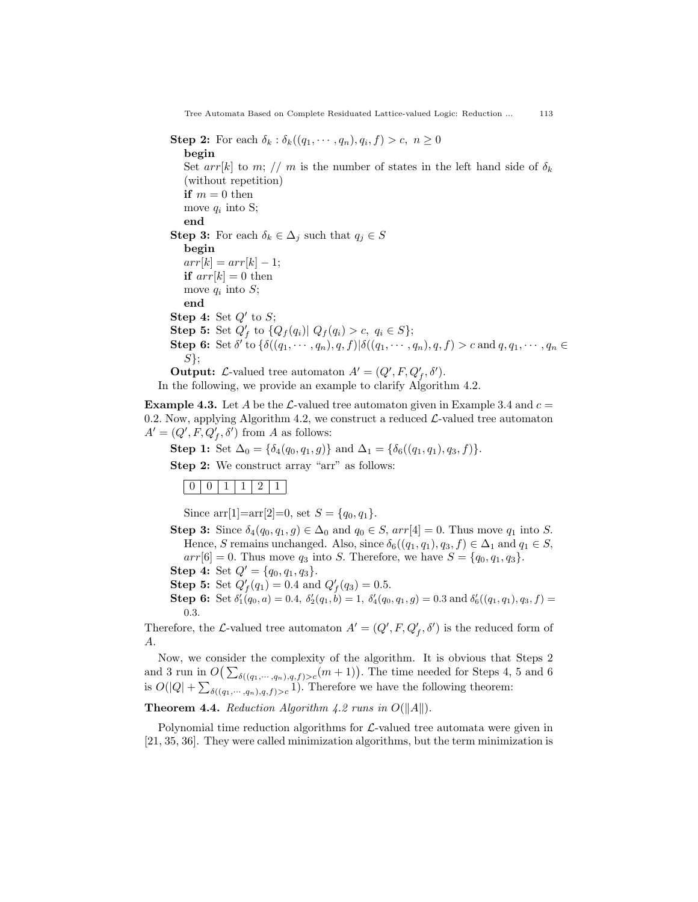**Step 2:** For each $\delta_k : \delta_k((q_1, \cdots, q_n), q_i, f) > c,\ n \geq 0$

**begin**

Set $arr[k]$ to $m$; // $m$ is the number of states in the left hand side of $\delta_k$ (without repetition)

**if** $m = 0$ then

move $q_i$ into S;

**end**

**Step 3:** For each $\delta_k \in \Delta_j$ such that $q_j \in S$

**begin**

$arr[k] = arr[k] - 1$;

**if** $arr[k] = 0$ then

move $q_i$ into $S$;

**end**

**Step 4:** Set $Q'$ to $S$;

**Step 5:** Set $Q'_f$ to $\{Q_f(q_i) |\ Q_f(q_i) > c,\ q_i \in S\}$;

**Step 6:** Set $\delta'$ to $\{\delta((q_1, \cdots, q_n), q, f) | \delta((q_1, \cdots, q_n), q, f) > c \text{ and } q, q_1, \cdots, q_n \in S\}$;

**Output:** $\mathcal{L}$-valued tree automaton $A' = (Q', F, Q'_f, \delta')$.

In the following, we provide an example to clarify Algorithm 4.2.

**Example 4.3.** Let $A$ be the $\mathcal{L}$-valued tree automaton given in Example 3.4 and $c = 0.2$. Now, applying Algorithm 4.2, we construct a reduced $\mathcal{L}$-valued tree automaton $A' = (Q', F, Q'_f, \delta')$ from $A$ as follows:

**Step 1:** Set $\Delta_0 = \{\delta_4(q_0, q_1, g)\}$ and $\Delta_1 = \{\delta_6((q_1, q_1), q_3, f)\}$.

**Step 2:** We construct array "arr" as follows:

| 0 | 0 | 1 | 1 | 2 | 1 |
|---|---|---|---|---|---|

Since arr[1]=arr[2]=0, set $S = \{q_0, q_1\}$.

**Step 3:** Since $\delta_4(q_0, q_1, g) \in \Delta_0$ and $q_0 \in S$, $arr[4] = 0$. Thus move $q_1$ into $S$. Hence, $S$ remains unchanged. Also, since $\delta_6((q_1, q_1), q_3, f) \in \Delta_1$ and $q_1 \in S$, $arr[6] = 0$. Thus move $q_3$ into $S$. Therefore, we have $S = \{q_0, q_1, q_3\}$.

**Step 4:** Set $Q' = \{q_0, q_1, q_3\}$.

**Step 5:** Set $Q'_f(q_1) = 0.4$ and $Q'_f(q_3) = 0.5$.

**Step 6:** Set $\delta'_1(q_0, a) = 0.4,\ \delta'_2(q_1, b) = 1,\ \delta'_4(q_0, q_1, g) = 0.3$ and $\delta'_6((q_1, q_1), q_3, f) = 0.3$.

Therefore, the $\mathcal{L}$-valued tree automaton $A' = (Q', F, Q'_f, \delta')$ is the reduced form of $A$.

Now, we consider the complexity of the algorithm. It is obvious that Steps 2 and 3 run in $O\big(\sum_{\delta((q_1, \cdots, q_n), q, f) > c}(m + 1)\big)$. The time needed for Steps 4, 5 and 6 is $O(|Q| + \sum_{\delta((q_1, \cdots, q_n), q, f) > c} 1)$. Therefore we have the following theorem:

**Theorem 4.4.** *Reduction Algorithm 4.2 runs in $O(\|A\|)$.*

Polynomial time reduction algorithms for $\mathcal{L}$-valued tree automata were given in [21, 35, 36]. They were called minimization algorithms, but the term minimization is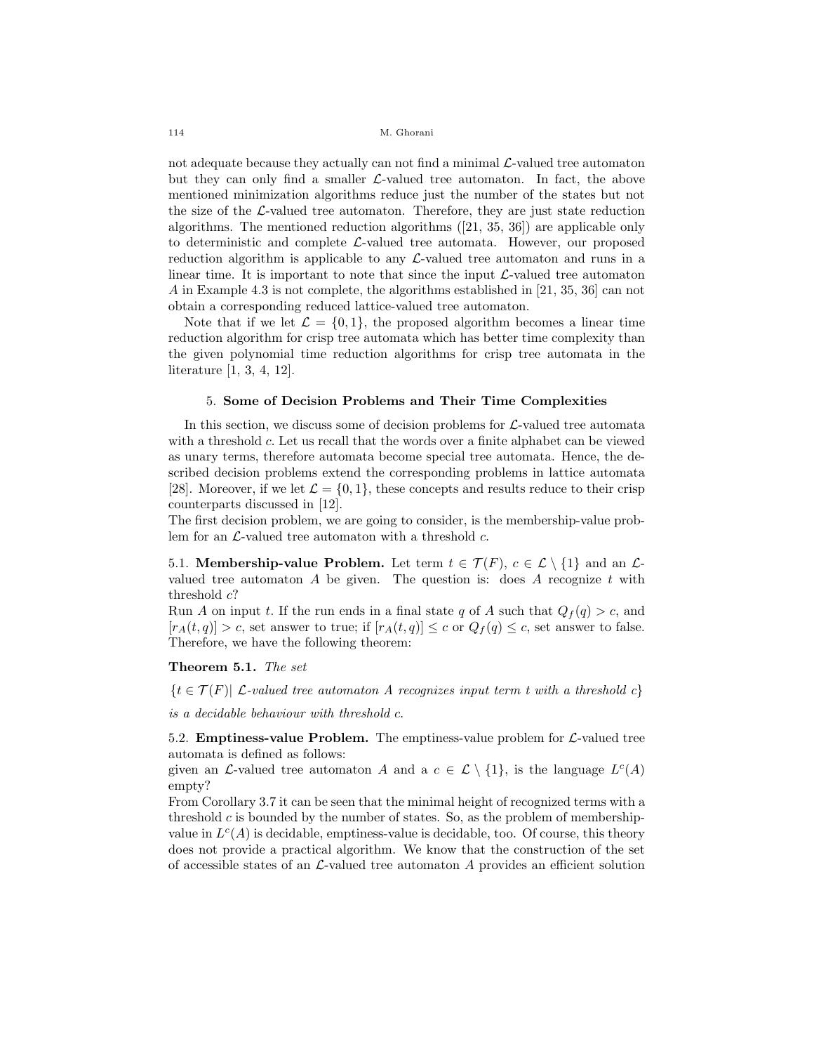not adequate because they actually can not find a minimal $\mathcal{L}$-valued tree automaton but they can only find a smaller $\mathcal{L}$-valued tree automaton. In fact, the above mentioned minimization algorithms reduce just the number of the states but not the size of the $\mathcal{L}$-valued tree automaton. Therefore, they are just state reduction algorithms. The mentioned reduction algorithms ([21, 35, 36]) are applicable only to deterministic and complete $\mathcal{L}$-valued tree automata. However, our proposed reduction algorithm is applicable to any $\mathcal{L}$-valued tree automaton and runs in a linear time. It is important to note that since the input $\mathcal{L}$-valued tree automaton $A$ in Example 4.3 is not complete, the algorithms established in [21, 35, 36] can not obtain a corresponding reduced lattice-valued tree automaton.

Note that if we let $\mathcal{L} = \{0, 1\}$, the proposed algorithm becomes a linear time reduction algorithm for crisp tree automata which has better time complexity than the given polynomial time reduction algorithms for crisp tree automata in the literature [1, 3, 4, 12].

## 5. Some of Decision Problems and Their Time Complexities

In this section, we discuss some of decision problems for $\mathcal{L}$-valued tree automata with a threshold $c$. Let us recall that the words over a finite alphabet can be viewed as unary terms, therefore automata become special tree automata. Hence, the described decision problems extend the corresponding problems in lattice automata [28]. Moreover, if we let $\mathcal{L} = \{0, 1\}$, these concepts and results reduce to their crisp counterparts discussed in [12].
The first decision problem, we are going to consider, is the membership-value problem for an $\mathcal{L}$-valued tree automaton with a threshold $c$.

5.1. **Membership-value Problem.** Let term $t \in \mathcal{T}(F)$, $c \in \mathcal{L} \setminus \{1\}$ and an $\mathcal{L}$-valued tree automaton $A$ be given. The question is: does $A$ recognize $t$ with threshold $c$?
Run $A$ on input $t$. If the run ends in a final state $q$ of $A$ such that $Q_f(q) > c$, and $[r_A(t, q)] > c$, set answer to true; if $[r_A(t, q)] \leq c$ or $Q_f(q) \leq c$, set answer to false. Therefore, we have the following theorem:

**Theorem 5.1.** *The set*

$\{t \in \mathcal{T}(F) |$ *$\mathcal{L}$-valued tree automaton $A$ recognizes input term $t$ with a threshold $c$*$\}$

*is a decidable behaviour with threshold $c$.*

5.2. **Emptiness-value Problem.** The emptiness-value problem for $\mathcal{L}$-valued tree automata is defined as follows:
given an $\mathcal{L}$-valued tree automaton $A$ and a $c \in \mathcal{L} \setminus \{1\}$, is the language $L^c(A)$ empty?
From Corollary 3.7 it can be seen that the minimal height of recognized terms with a threshold $c$ is bounded by the number of states. So, as the problem of membership-value in $L^c(A)$ is decidable, emptiness-value is decidable, too. Of course, this theory does not provide a practical algorithm. We know that the construction of the set of accessible states of an $\mathcal{L}$-valued tree automaton $A$ provides an efficient solution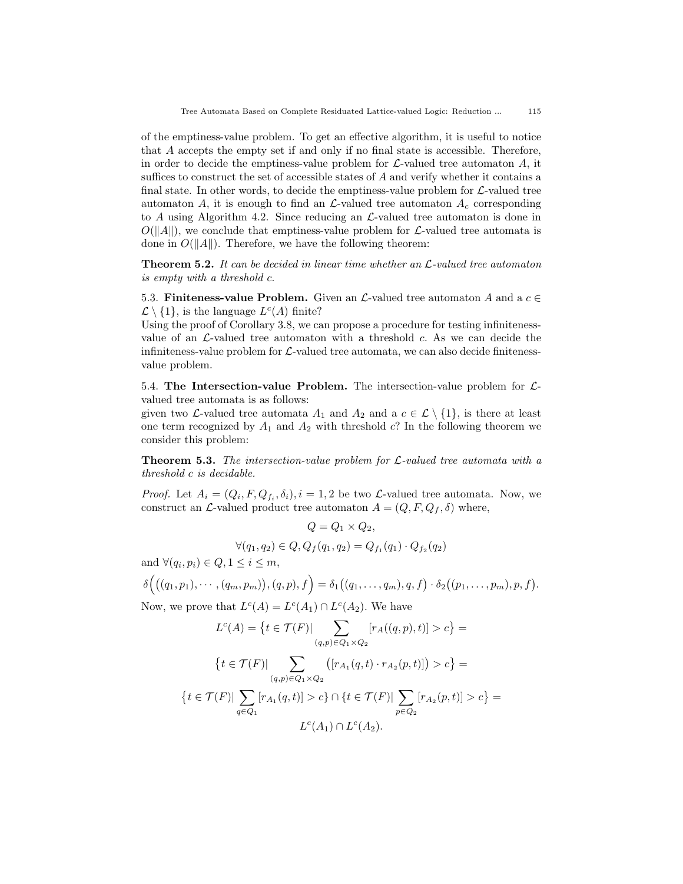of the emptiness-value problem. To get an effective algorithm, it is useful to notice that $A$ accepts the empty set if and only if no final state is accessible. Therefore, in order to decide the emptiness-value problem for $\mathcal{L}$-valued tree automaton $A$, it suffices to construct the set of accessible states of $A$ and verify whether it contains a final state. In other words, to decide the emptiness-value problem for $\mathcal{L}$-valued tree automaton $A$, it is enough to find an $\mathcal{L}$-valued tree automaton $A_c$ corresponding to $A$ using Algorithm 4.2. Since reducing an $\mathcal{L}$-valued tree automaton is done in $O(\|A\|)$, we conclude that emptiness-value problem for $\mathcal{L}$-valued tree automata is done in $O(\|A\|)$. Therefore, we have the following theorem:

**Theorem 5.2.** *It can be decided in linear time whether an $\mathcal{L}$-valued tree automaton is empty with a threshold $c$.*

5.3. **Finiteness-value Problem.** Given an $\mathcal{L}$-valued tree automaton $A$ and a $c \in \mathcal{L} \setminus \{1\}$, is the language $L^c(A)$ finite?
Using the proof of Corollary 3.8, we can propose a procedure for testing infiniteness-value of an $\mathcal{L}$-valued tree automaton with a threshold $c$. As we can decide the infiniteness-value problem for $\mathcal{L}$-valued tree automata, we can also decide finiteness-value problem.

5.4. **The Intersection-value Problem.** The intersection-value problem for $\mathcal{L}$-valued tree automata is as follows:
given two $\mathcal{L}$-valued tree automata $A_1$ and $A_2$ and a $c \in \mathcal{L} \setminus \{1\}$, is there at least one term recognized by $A_1$ and $A_2$ with threshold $c$? In the following theorem we consider this problem:

**Theorem 5.3.** *The intersection-value problem for $\mathcal{L}$-valued tree automata with a threshold $c$ is decidable.*

*Proof.* Let $A_i = (Q_i, F, Q_{f_i}, \delta_i), i = 1, 2$ be two $\mathcal{L}$-valued tree automata. Now, we construct an $\mathcal{L}$-valued product tree automaton $A = (Q, F, Q_f, \delta)$ where,

$$Q = Q_1 \times Q_2,$$

$$\forall (q_1, q_2) \in Q, Q_f(q_1, q_2) = Q_{f_1}(q_1) \cdot Q_{f_2}(q_2)$$

and $\forall (q_i, p_i) \in Q, 1 \leq i \leq m,$

$$\delta\Big(\big((q_1, p_1), \cdots, (q_m, p_m)\big), (q, p), f\Big) = \delta_1\big((q_1, \ldots, q_m), q, f\big) \cdot \delta_2\big((p_1, \ldots, p_m), p, f\big).$$

Now, we prove that $L^c(A) = L^c(A_1) \cap L^c(A_2)$. We have

$$L^c(A) = \big\{t \in \mathcal{T}(F) | \sum_{(q,p) \in Q_1 \times Q_2} [r_A((q,p), t)] > c\big\} =$$

$$\big\{t \in \mathcal{T}(F) | \sum_{(q,p) \in Q_1 \times Q_2} \big([r_{A_1}(q,t) \cdot r_{A_2}(p,t)]\big) > c\big\} =$$

$$\big\{t \in \mathcal{T}(F) | \sum_{q \in Q_1} [r_{A_1}(q,t)] > c\big\} \cap \big\{t \in \mathcal{T}(F) | \sum_{p \in Q_2} [r_{A_2}(p,t)] > c\big\} =$$

$$L^c(A_1) \cap L^c(A_2).$$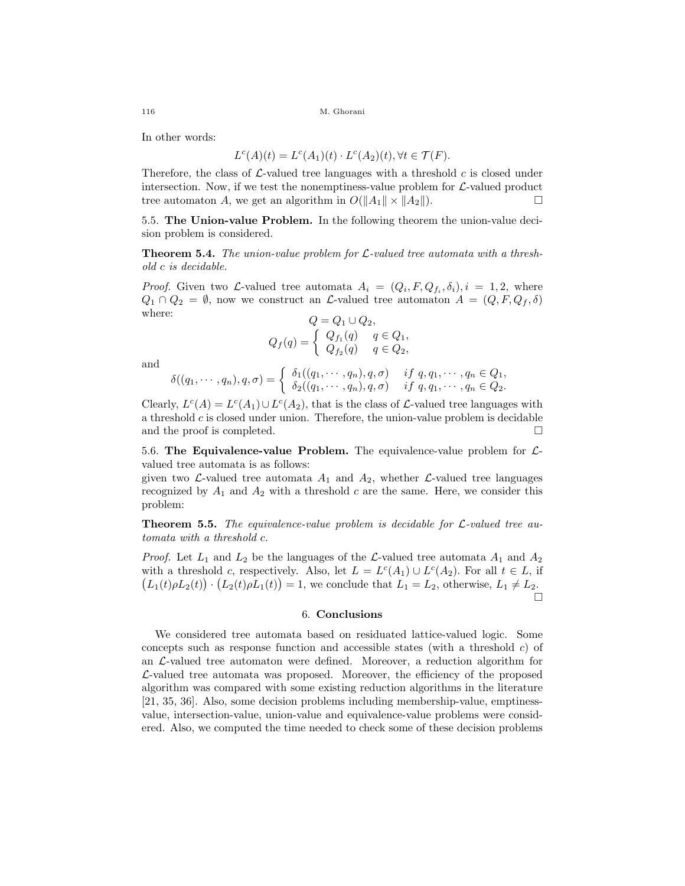In other words:

$$L^c(A)(t) = L^c(A_1)(t) \cdot L^c(A_2)(t), \forall t \in \mathcal{T}(F).$$

Therefore, the class of $\mathcal{L}$-valued tree languages with a threshold $c$ is closed under intersection. Now, if we test the nonemptiness-value problem for $\mathcal{L}$-valued product tree automaton $A$, we get an algorithm in $O(\|A_1\| \times \|A_2\|)$. □

5.5. **The Union-value Problem.** In the following theorem the union-value decision problem is considered.

**Theorem 5.4.** *The union-value problem for $\mathcal{L}$-valued tree automata with a threshold $c$ is decidable.*

*Proof.* Given two $\mathcal{L}$-valued tree automata $A_i = (Q_i, F, Q_{f_i}, \delta_i), i = 1, 2$, where $Q_1 \cap Q_2 = \emptyset$, now we construct an $\mathcal{L}$-valued tree automaton $A = (Q, F, Q_f, \delta)$ where:

$$Q = Q_1 \cup Q_2,$$

$$Q_f(q) = \begin{cases} Q_{f_1}(q) & q \in Q_1, \\ Q_{f_2}(q) & q \in Q_2, \end{cases}$$

and

$$\delta((q_1, \cdots, q_n), q, \sigma) = \begin{cases} \delta_1((q_1, \cdots, q_n), q, \sigma) & if\ q, q_1, \cdots, q_n \in Q_1, \\ \delta_2((q_1, \cdots, q_n), q, \sigma) & if\ q, q_1, \cdots, q_n \in Q_2. \end{cases}$$

Clearly, $L^c(A) = L^c(A_1) \cup L^c(A_2)$, that is the class of $\mathcal{L}$-valued tree languages with a threshold $c$ is closed under union. Therefore, the union-value problem is decidable and the proof is completed. □

5.6. **The Equivalence-value Problem.** The equivalence-value problem for $\mathcal{L}$-valued tree automata is as follows:
given two $\mathcal{L}$-valued tree automata $A_1$ and $A_2$, whether $\mathcal{L}$-valued tree languages recognized by $A_1$ and $A_2$ with a threshold $c$ are the same. Here, we consider this problem:

**Theorem 5.5.** *The equivalence-value problem is decidable for $\mathcal{L}$-valued tree automata with a threshold $c$.*

*Proof.* Let $L_1$ and $L_2$ be the languages of the $\mathcal{L}$-valued tree automata $A_1$ and $A_2$ with a threshold $c$, respectively. Also, let $L = L^c(A_1) \cup L^c(A_2)$. For all $t \in L$, if $\big(L_1(t)\rho L_2(t)\big) \cdot \big(L_2(t)\rho L_1(t)\big) = 1$, we conclude that $L_1 = L_2$, otherwise, $L_1 \neq L_2$. □

## 6. Conclusions

We considered tree automata based on residuated lattice-valued logic. Some concepts such as response function and accessible states (with a threshold $c$) of an $\mathcal{L}$-valued tree automaton were defined. Moreover, a reduction algorithm for $\mathcal{L}$-valued tree automata was proposed. Moreover, the efficiency of the proposed algorithm was compared with some existing reduction algorithms in the literature [21, 35, 36]. Also, some decision problems including membership-value, emptiness-value, intersection-value, union-value and equivalence-value problems were considered. Also, we computed the time needed to check some of these decision problems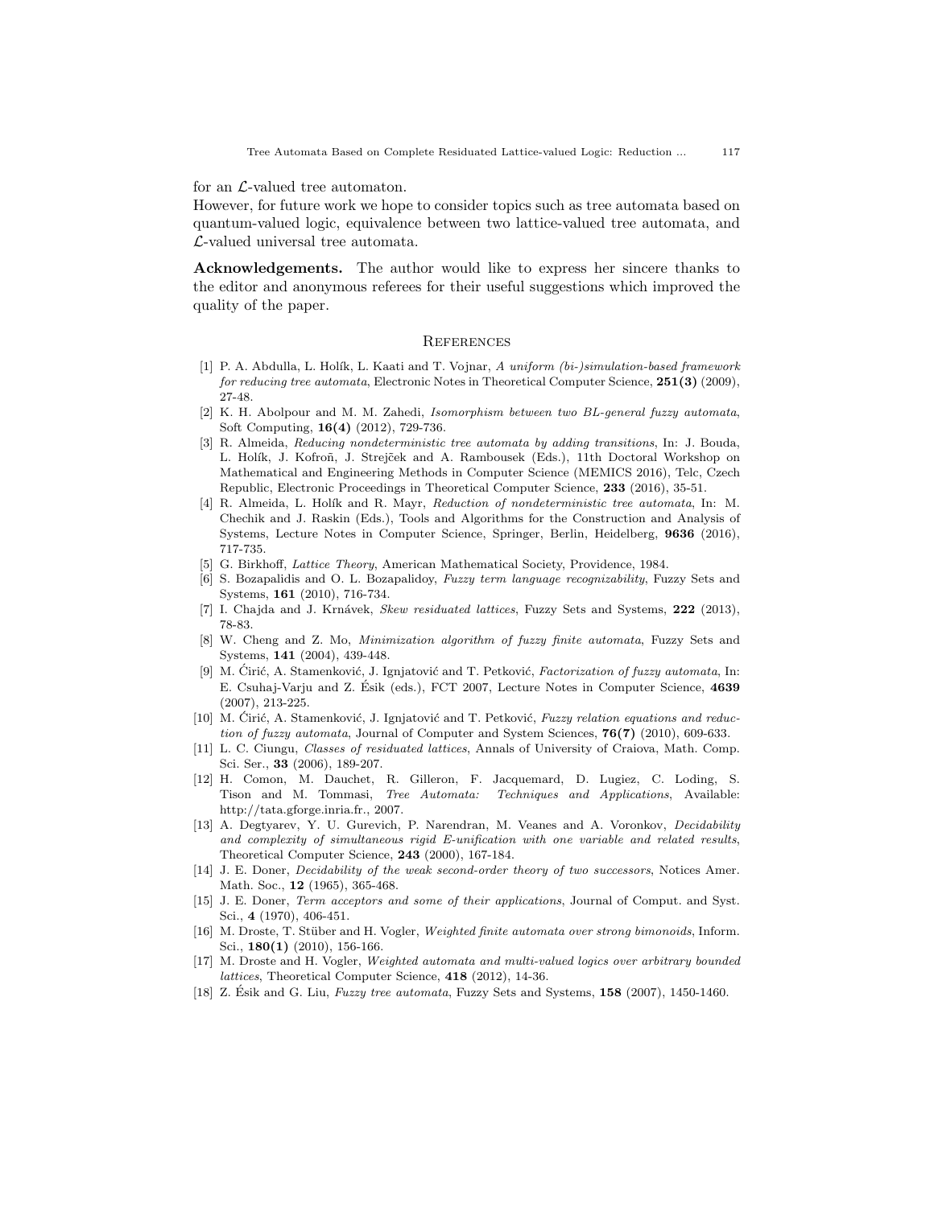for an $\mathcal{L}$-valued tree automaton.

However, for future work we hope to consider topics such as tree automata based on quantum-valued logic, equivalence between two lattice-valued tree automata, and $\mathcal{L}$-valued universal tree automata.

**Acknowledgements.** The author would like to express her sincere thanks to the editor and anonymous referees for their useful suggestions which improved the quality of the paper.

## References

[1] P. A. Abdulla, L. Holík, L. Kaati and T. Vojnar, *A uniform (bi-)simulation-based framework for reducing tree automata*, Electronic Notes in Theoretical Computer Science, **251(3)** (2009), 27-48.

[2] K. H. Abolpour and M. M. Zahedi, *Isomorphism between two BL-general fuzzy automata*, Soft Computing, **16(4)** (2012), 729-736.

[3] R. Almeida, *Reducing nondeterministic tree automata by adding transitions*, In: J. Bouda, L. Holík, J. Kofroň, J. Strejček and A. Rambousek (Eds.), 11th Doctoral Workshop on Mathematical and Engineering Methods in Computer Science (MEMICS 2016), Telc, Czech Republic, Electronic Proceedings in Theoretical Computer Science, **233** (2016), 35-51.

[4] R. Almeida, L. Holík and R. Mayr, *Reduction of nondeterministic tree automata*, In: M. Chechik and J. Raskin (Eds.), Tools and Algorithms for the Construction and Analysis of Systems, Lecture Notes in Computer Science, Springer, Berlin, Heidelberg, **9636** (2016), 717-735.

[5] G. Birkhoff, *Lattice Theory*, American Mathematical Society, Providence, 1984.

[6] S. Bozapalidis and O. L. Bozapalidoy, *Fuzzy term language recognizability*, Fuzzy Sets and Systems, **161** (2010), 716-734.

[7] I. Chajda and J. Krnávek, *Skew residuated lattices*, Fuzzy Sets and Systems, **222** (2013), 78-83.

[8] W. Cheng and Z. Mo, *Minimization algorithm of fuzzy finite automata*, Fuzzy Sets and Systems, **141** (2004), 439-448.

[9] M. Ćirić, A. Stamenković, J. Ignjatović and T. Petković, *Factorization of fuzzy automata*, In: E. Csuhaj-Varju and Z. Ésik (eds.), FCT 2007, Lecture Notes in Computer Science, **4639** (2007), 213-225.

[10] M. Ćirić, A. Stamenković, J. Ignjatović and T. Petković, *Fuzzy relation equations and reduction of fuzzy automata*, Journal of Computer and System Sciences, **76(7)** (2010), 609-633.

[11] L. C. Ciungu, *Classes of residuated lattices*, Annals of University of Craiova, Math. Comp. Sci. Ser., **33** (2006), 189-207.

[12] H. Comon, M. Dauchet, R. Gilleron, F. Jacquemard, D. Lugiez, C. Loding, S. Tison and M. Tommasi, *Tree Automata: Techniques and Applications*, Available: http://tata.gforge.inria.fr., 2007.

[13] A. Degtyarev, Y. U. Gurevich, P. Narendran, M. Veanes and A. Voronkov, *Decidability and complexity of simultaneous rigid E-unification with one variable and related results*, Theoretical Computer Science, **243** (2000), 167-184.

[14] J. E. Doner, *Decidability of the weak second-order theory of two successors*, Notices Amer. Math. Soc., **12** (1965), 365-468.

[15] J. E. Doner, *Term acceptors and some of their applications*, Journal of Comput. and Syst. Sci., **4** (1970), 406-451.

[16] M. Droste, T. Stüber and H. Vogler, *Weighted finite automata over strong bimonoids*, Inform. Sci., **180(1)** (2010), 156-166.

[17] M. Droste and H. Vogler, *Weighted automata and multi-valued logics over arbitrary bounded lattices*, Theoretical Computer Science, **418** (2012), 14-36.

[18] Z. Ésik and G. Liu, *Fuzzy tree automata*, Fuzzy Sets and Systems, **158** (2007), 1450-1460.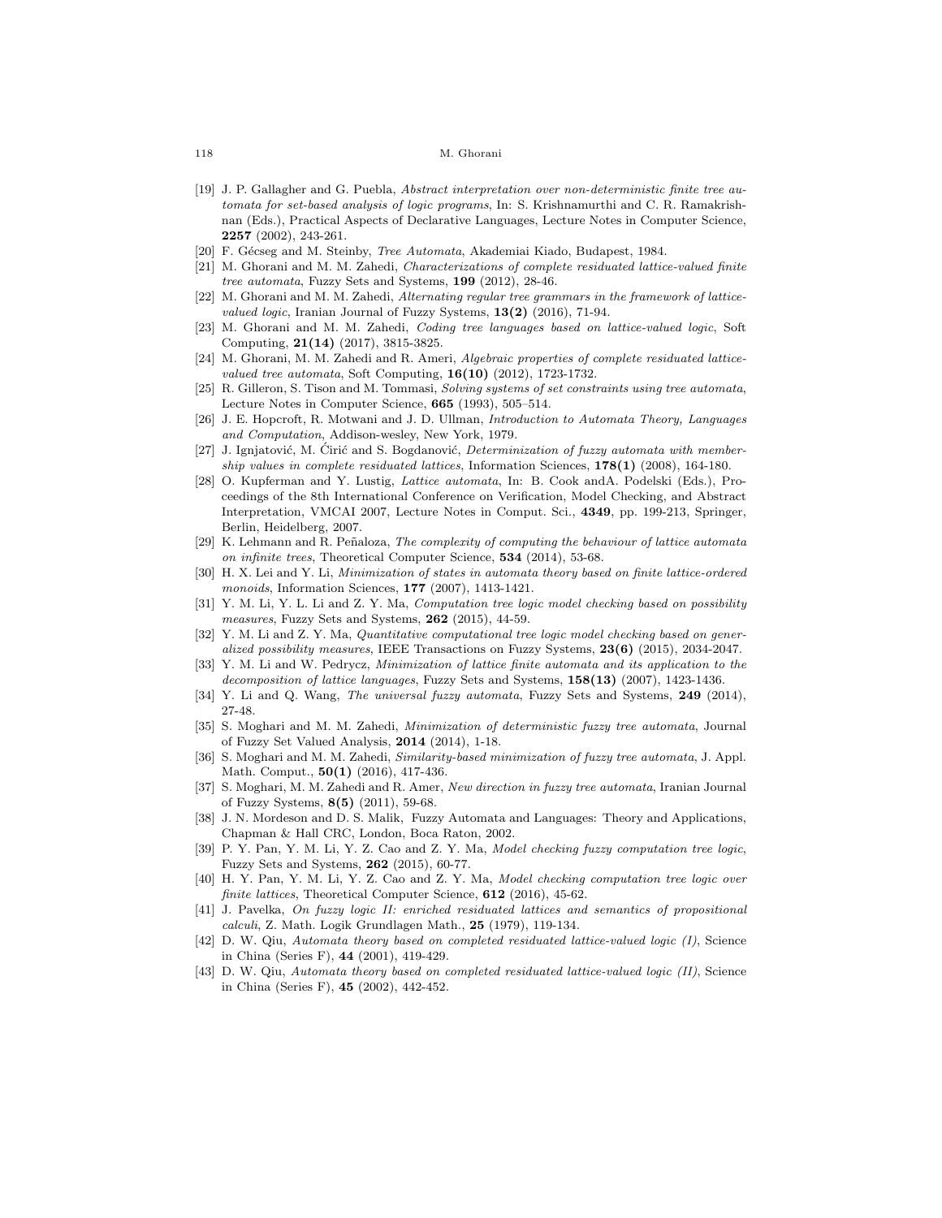[19] J. P. Gallagher and G. Puebla, *Abstract interpretation over non-deterministic finite tree automata for set-based analysis of logic programs*, In: S. Krishnamurthi and C. R. Ramakrishnan (Eds.), Practical Aspects of Declarative Languages, Lecture Notes in Computer Science, **2257** (2002), 243-261.

[20] F. Gécseg and M. Steinby, *Tree Automata*, Akademiai Kiado, Budapest, 1984.

[21] M. Ghorani and M. M. Zahedi, *Characterizations of complete residuated lattice-valued finite tree automata*, Fuzzy Sets and Systems, **199** (2012), 28-46.

[22] M. Ghorani and M. M. Zahedi, *Alternating regular tree grammars in the framework of lattice-valued logic*, Iranian Journal of Fuzzy Systems, **13(2)** (2016), 71-94.

[23] M. Ghorani and M. M. Zahedi, *Coding tree languages based on lattice-valued logic*, Soft Computing, **21(14)** (2017), 3815-3825.

[24] M. Ghorani, M. M. Zahedi and R. Ameri, *Algebraic properties of complete residuated lattice-valued tree automata*, Soft Computing, **16(10)** (2012), 1723-1732.

[25] R. Gilleron, S. Tison and M. Tommasi, *Solving systems of set constraints using tree automata*, Lecture Notes in Computer Science, **665** (1993), 505–514.

[26] J. E. Hopcroft, R. Motwani and J. D. Ullman, *Introduction to Automata Theory, Languages and Computation*, Addison-wesley, New York, 1979.

[27] J. Ignjatović, M. Ćirić and S. Bogdanović, *Determinization of fuzzy automata with membership values in complete residuated lattices*, Information Sciences, **178(1)** (2008), 164-180.

[28] O. Kupferman and Y. Lustig, *Lattice automata*, In: B. Cook andA. Podelski (Eds.), Proceedings of the 8th International Conference on Verification, Model Checking, and Abstract Interpretation, VMCAI 2007, Lecture Notes in Comput. Sci., **4349**, pp. 199-213, Springer, Berlin, Heidelberg, 2007.

[29] K. Lehmann and R. Peñaloza, *The complexity of computing the behaviour of lattice automata on infinite trees*, Theoretical Computer Science, **534** (2014), 53-68.

[30] H. X. Lei and Y. Li, *Minimization of states in automata theory based on finite lattice-ordered monoids*, Information Sciences, **177** (2007), 1413-1421.

[31] Y. M. Li, Y. L. Li and Z. Y. Ma, *Computation tree logic model checking based on possibility measures*, Fuzzy Sets and Systems, **262** (2015), 44-59.

[32] Y. M. Li and Z. Y. Ma, *Quantitative computational tree logic model checking based on generalized possibility measures*, IEEE Transactions on Fuzzy Systems, **23(6)** (2015), 2034-2047.

[33] Y. M. Li and W. Pedrycz, *Minimization of lattice finite automata and its application to the decomposition of lattice languages*, Fuzzy Sets and Systems, **158(13)** (2007), 1423-1436.

[34] Y. Li and Q. Wang, *The universal fuzzy automata*, Fuzzy Sets and Systems, **249** (2014), 27-48.

[35] S. Moghari and M. M. Zahedi, *Minimization of deterministic fuzzy tree automata*, Journal of Fuzzy Set Valued Analysis, **2014** (2014), 1-18.

[36] S. Moghari and M. M. Zahedi, *Similarity-based minimization of fuzzy tree automata*, J. Appl. Math. Comput., **50(1)** (2016), 417-436.

[37] S. Moghari, M. M. Zahedi and R. Amer, *New direction in fuzzy tree automata*, Iranian Journal of Fuzzy Systems, **8(5)** (2011), 59-68.

[38] J. N. Mordeson and D. S. Malik, Fuzzy Automata and Languages: Theory and Applications, Chapman & Hall CRC, London, Boca Raton, 2002.

[39] P. Y. Pan, Y. M. Li, Y. Z. Cao and Z. Y. Ma, *Model checking fuzzy computation tree logic*, Fuzzy Sets and Systems, **262** (2015), 60-77.

[40] H. Y. Pan, Y. M. Li, Y. Z. Cao and Z. Y. Ma, *Model checking computation tree logic over finite lattices*, Theoretical Computer Science, **612** (2016), 45-62.

[41] J. Pavelka, *On fuzzy logic II: enriched residuated lattices and semantics of propositional calculi*, Z. Math. Logik Grundlagen Math., **25** (1979), 119-134.

[42] D. W. Qiu, *Automata theory based on completed residuated lattice-valued logic (I)*, Science in China (Series F), **44** (2001), 419-429.

[43] D. W. Qiu, *Automata theory based on completed residuated lattice-valued logic (II)*, Science in China (Series F), **45** (2002), 442-452.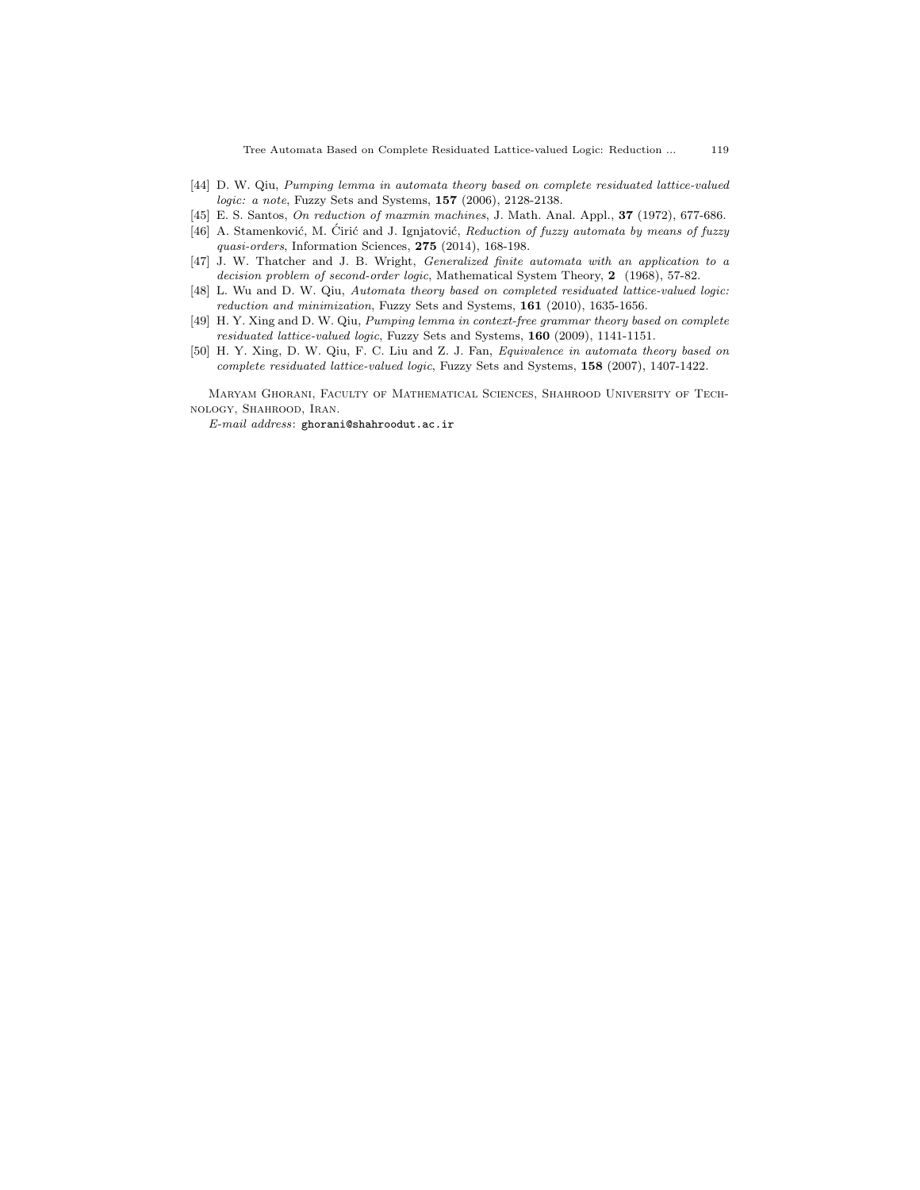[44] D. W. Qiu, *Pumping lemma in automata theory based on complete residuated lattice-valued logic: a note*, Fuzzy Sets and Systems, **157** (2006), 2128-2138.

[45] E. S. Santos, *On reduction of maxmin machines*, J. Math. Anal. Appl., **37** (1972), 677-686.

[46] A. Stamenković, M. Ćirić and J. Ignjatović, *Reduction of fuzzy automata by means of fuzzy quasi-orders*, Information Sciences, **275** (2014), 168-198.

[47] J. W. Thatcher and J. B. Wright, *Generalized finite automata with an application to a decision problem of second-order logic*, Mathematical System Theory, **2** (1968), 57-82.

[48] L. Wu and D. W. Qiu, *Automata theory based on completed residuated lattice-valued logic: reduction and minimization*, Fuzzy Sets and Systems, **161** (2010), 1635-1656.

[49] H. Y. Xing and D. W. Qiu, *Pumping lemma in context-free grammar theory based on complete residuated lattice-valued logic*, Fuzzy Sets and Systems, **160** (2009), 1141-1151.

[50] H. Y. Xing, D. W. Qiu, F. C. Liu and Z. J. Fan, *Equivalence in automata theory based on complete residuated lattice-valued logic*, Fuzzy Sets and Systems, **158** (2007), 1407-1422.

Maryam Ghorani, Faculty of Mathematical Sciences, Shahrood University of Technology, Shahrood, Iran.

*E-mail address*: ghorani@shahroodut.ac.ir